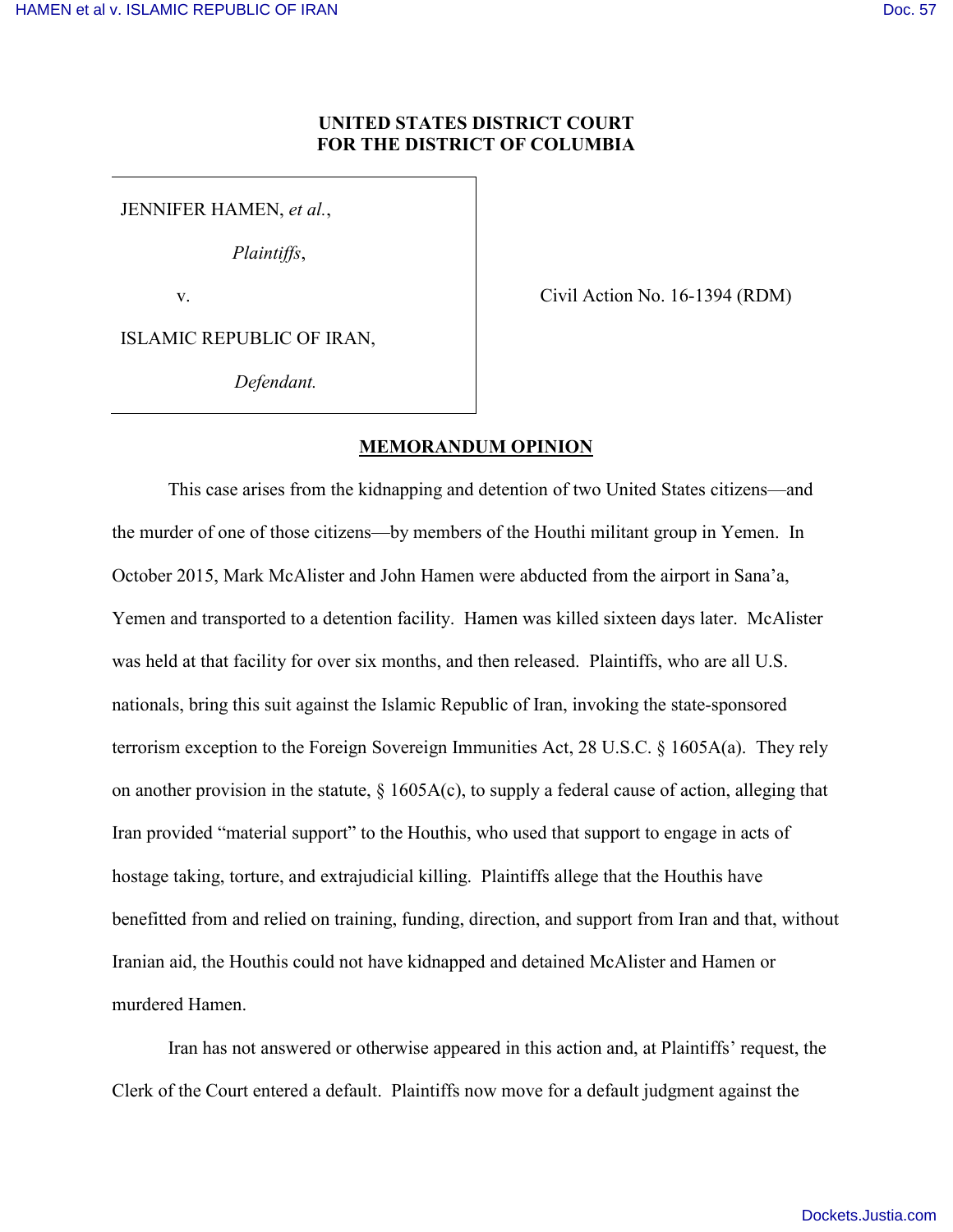**UNITED STATES DISTRICT COURT**
**FOR THE DISTRICT OF COLUMBIA**

| | |
|---|---|
| JENNIFER HAMEN, *et al.*, <br> *Plaintiffs*, <br> v. <br> ISLAMIC REPUBLIC OF IRAN, <br> *Defendant.* | Civil Action No. 16-1394 (RDM) |

## MEMORANDUM OPINION

This case arises from the kidnapping and detention of two United States citizens—and the murder of one of those citizens—by members of the Houthi militant group in Yemen. In October 2015, Mark McAlister and John Hamen were abducted from the airport in Sana'a, Yemen and transported to a detention facility. Hamen was killed sixteen days later. McAlister was held at that facility for over six months, and then released. Plaintiffs, who are all U.S. nationals, bring this suit against the Islamic Republic of Iran, invoking the state-sponsored terrorism exception to the Foreign Sovereign Immunities Act, 28 U.S.C. § 1605A(a). They rely on another provision in the statute, § 1605A(c), to supply a federal cause of action, alleging that Iran provided "material support" to the Houthis, who used that support to engage in acts of hostage taking, torture, and extrajudicial killing. Plaintiffs allege that the Houthis have benefitted from and relied on training, funding, direction, and support from Iran and that, without Iranian aid, the Houthis could not have kidnapped and detained McAlister and Hamen or murdered Hamen.

Iran has not answered or otherwise appeared in this action and, at Plaintiffs' request, the Clerk of the Court entered a default. Plaintiffs now move for a default judgment against the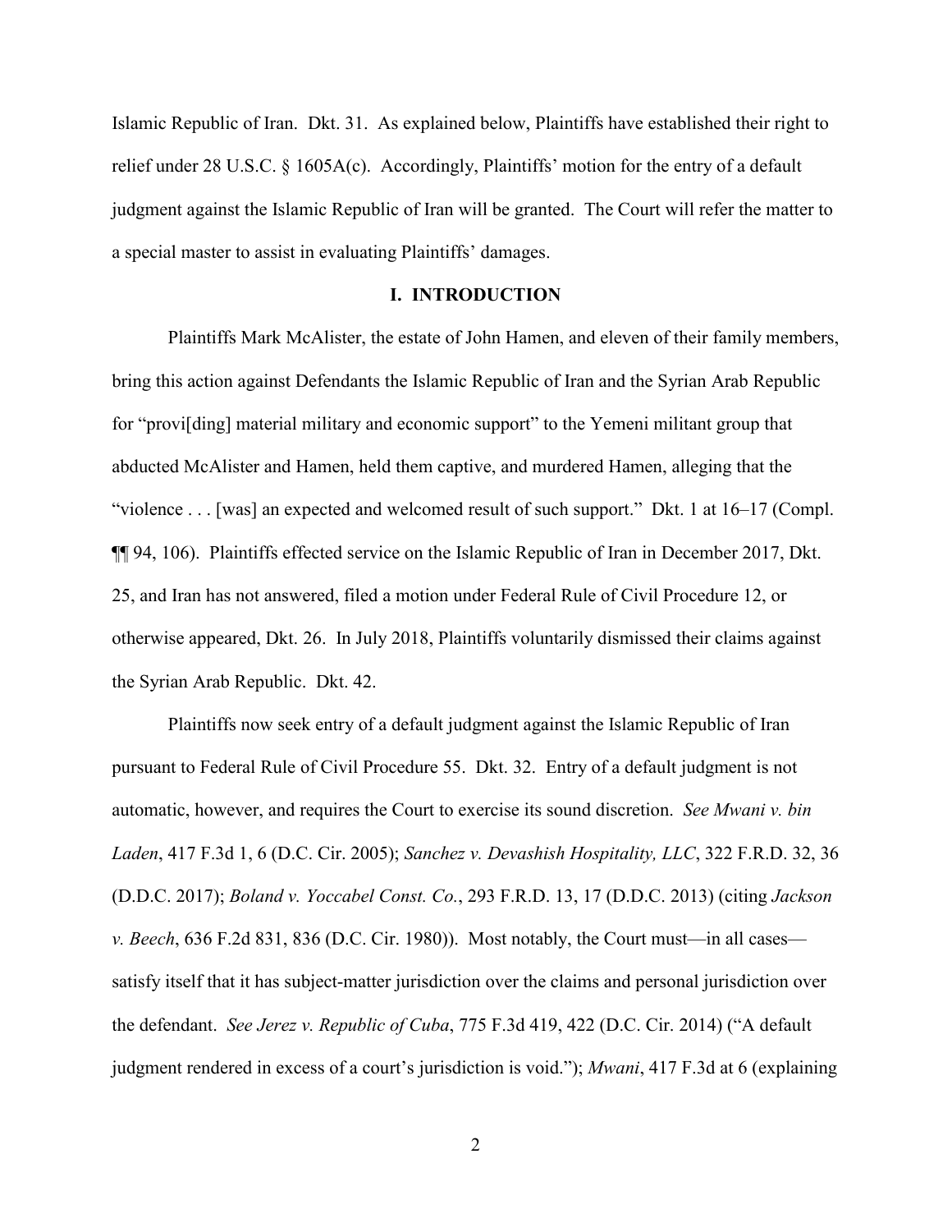Islamic Republic of Iran. Dkt. 31. As explained below, Plaintiffs have established their right to relief under 28 U.S.C. § 1605A(c). Accordingly, Plaintiffs' motion for the entry of a default judgment against the Islamic Republic of Iran will be granted. The Court will refer the matter to a special master to assist in evaluating Plaintiffs' damages.

## I. INTRODUCTION

Plaintiffs Mark McAlister, the estate of John Hamen, and eleven of their family members, bring this action against Defendants the Islamic Republic of Iran and the Syrian Arab Republic for "provi[ding] material military and economic support" to the Yemeni militant group that abducted McAlister and Hamen, held them captive, and murdered Hamen, alleging that the "violence . . . [was] an expected and welcomed result of such support." Dkt. 1 at 16–17 (Compl. ¶¶ 94, 106). Plaintiffs effected service on the Islamic Republic of Iran in December 2017, Dkt. 25, and Iran has not answered, filed a motion under Federal Rule of Civil Procedure 12, or otherwise appeared, Dkt. 26. In July 2018, Plaintiffs voluntarily dismissed their claims against the Syrian Arab Republic. Dkt. 42.

Plaintiffs now seek entry of a default judgment against the Islamic Republic of Iran pursuant to Federal Rule of Civil Procedure 55. Dkt. 32. Entry of a default judgment is not automatic, however, and requires the Court to exercise its sound discretion. *See Mwani v. bin Laden*, 417 F.3d 1, 6 (D.C. Cir. 2005); *Sanchez v. Devashish Hospitality, LLC*, 322 F.R.D. 32, 36 (D.D.C. 2017); *Boland v. Yoccabel Const. Co.*, 293 F.R.D. 13, 17 (D.D.C. 2013) (citing *Jackson v. Beech*, 636 F.2d 831, 836 (D.C. Cir. 1980)). Most notably, the Court must—in all cases—satisfy itself that it has subject-matter jurisdiction over the claims and personal jurisdiction over the defendant. *See Jerez v. Republic of Cuba*, 775 F.3d 419, 422 (D.C. Cir. 2014) ("A default judgment rendered in excess of a court's jurisdiction is void."); *Mwani*, 417 F.3d at 6 (explaining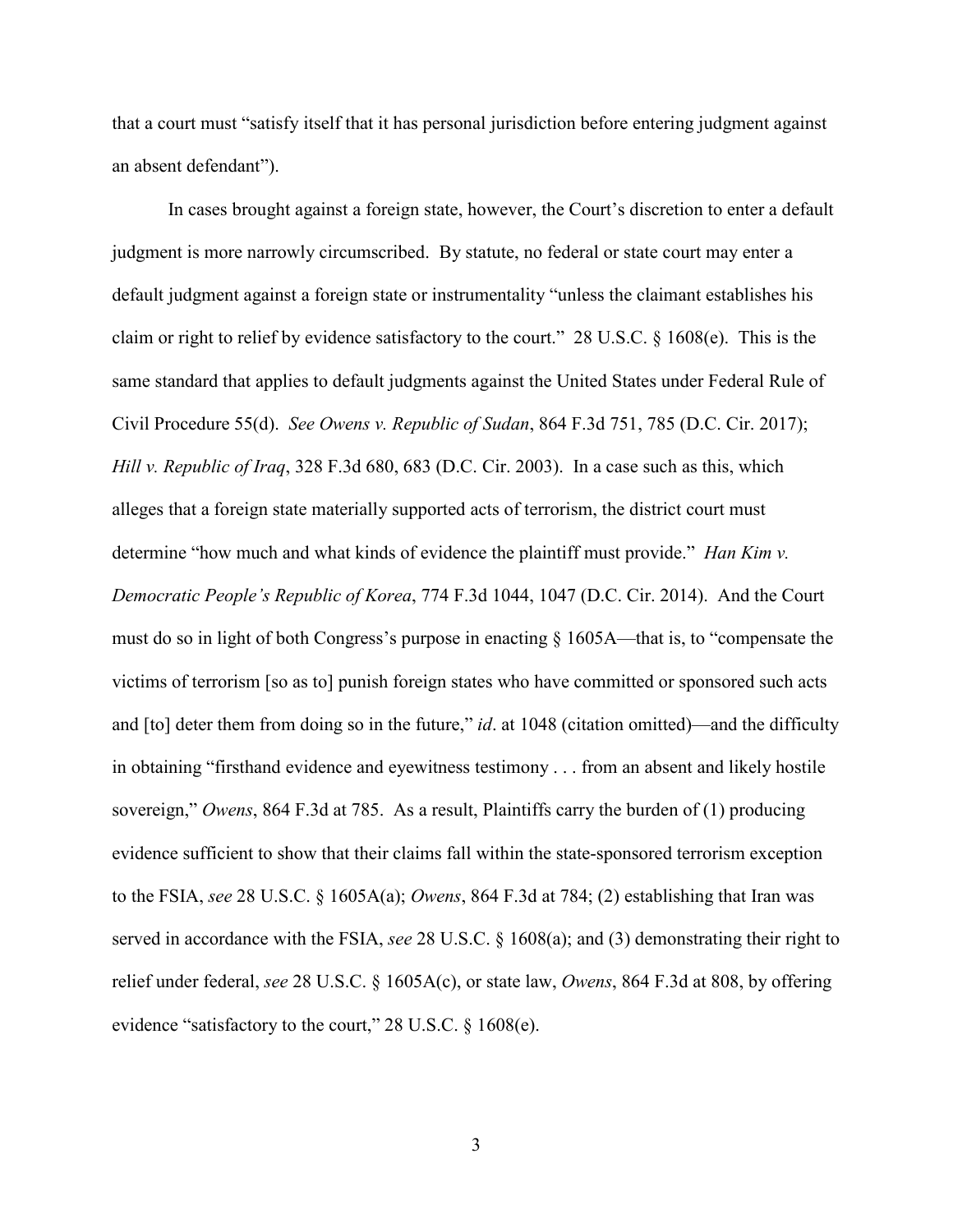that a court must "satisfy itself that it has personal jurisdiction before entering judgment against an absent defendant").

In cases brought against a foreign state, however, the Court's discretion to enter a default judgment is more narrowly circumscribed. By statute, no federal or state court may enter a default judgment against a foreign state or instrumentality "unless the claimant establishes his claim or right to relief by evidence satisfactory to the court." 28 U.S.C. § 1608(e). This is the same standard that applies to default judgments against the United States under Federal Rule of Civil Procedure 55(d). *See Owens v. Republic of Sudan*, 864 F.3d 751, 785 (D.C. Cir. 2017); *Hill v. Republic of Iraq*, 328 F.3d 680, 683 (D.C. Cir. 2003). In a case such as this, which alleges that a foreign state materially supported acts of terrorism, the district court must determine "how much and what kinds of evidence the plaintiff must provide." *Han Kim v. Democratic People's Republic of Korea*, 774 F.3d 1044, 1047 (D.C. Cir. 2014). And the Court must do so in light of both Congress's purpose in enacting § 1605A—that is, to "compensate the victims of terrorism [so as to] punish foreign states who have committed or sponsored such acts and [to] deter them from doing so in the future," *id*. at 1048 (citation omitted)—and the difficulty in obtaining "firsthand evidence and eyewitness testimony . . . from an absent and likely hostile sovereign," *Owens*, 864 F.3d at 785. As a result, Plaintiffs carry the burden of (1) producing evidence sufficient to show that their claims fall within the state-sponsored terrorism exception to the FSIA, *see* 28 U.S.C. § 1605A(a); *Owens*, 864 F.3d at 784; (2) establishing that Iran was served in accordance with the FSIA, *see* 28 U.S.C. § 1608(a); and (3) demonstrating their right to relief under federal, *see* 28 U.S.C. § 1605A(c), or state law, *Owens*, 864 F.3d at 808, by offering evidence "satisfactory to the court," 28 U.S.C. § 1608(e).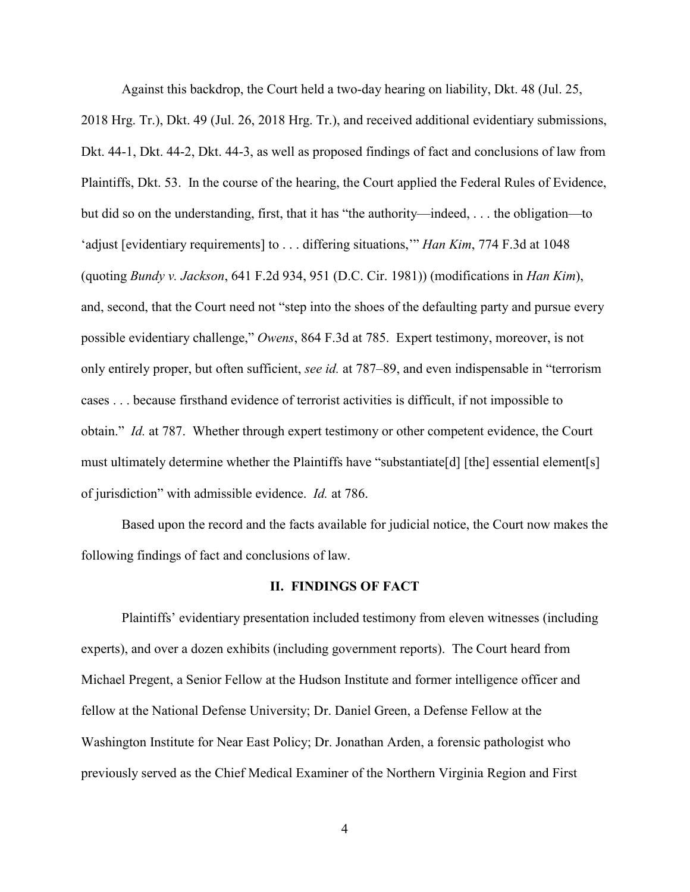Against this backdrop, the Court held a two-day hearing on liability, Dkt. 48 (Jul. 25, 2018 Hrg. Tr.), Dkt. 49 (Jul. 26, 2018 Hrg. Tr.), and received additional evidentiary submissions, Dkt. 44-1, Dkt. 44-2, Dkt. 44-3, as well as proposed findings of fact and conclusions of law from Plaintiffs, Dkt. 53. In the course of the hearing, the Court applied the Federal Rules of Evidence, but did so on the understanding, first, that it has "the authority—indeed, . . . the obligation—to 'adjust [evidentiary requirements] to . . . differing situations,'" *Han Kim*, 774 F.3d at 1048 (quoting *Bundy v. Jackson*, 641 F.2d 934, 951 (D.C. Cir. 1981)) (modifications in *Han Kim*), and, second, that the Court need not "step into the shoes of the defaulting party and pursue every possible evidentiary challenge," *Owens*, 864 F.3d at 785. Expert testimony, moreover, is not only entirely proper, but often sufficient, *see id.* at 787–89, and even indispensable in "terrorism cases . . . because firsthand evidence of terrorist activities is difficult, if not impossible to obtain." *Id.* at 787. Whether through expert testimony or other competent evidence, the Court must ultimately determine whether the Plaintiffs have "substantiate[d] [the] essential element[s] of jurisdiction" with admissible evidence. *Id.* at 786.

Based upon the record and the facts available for judicial notice, the Court now makes the following findings of fact and conclusions of law.

## II. FINDINGS OF FACT

Plaintiffs' evidentiary presentation included testimony from eleven witnesses (including experts), and over a dozen exhibits (including government reports). The Court heard from Michael Pregent, a Senior Fellow at the Hudson Institute and former intelligence officer and fellow at the National Defense University; Dr. Daniel Green, a Defense Fellow at the Washington Institute for Near East Policy; Dr. Jonathan Arden, a forensic pathologist who previously served as the Chief Medical Examiner of the Northern Virginia Region and First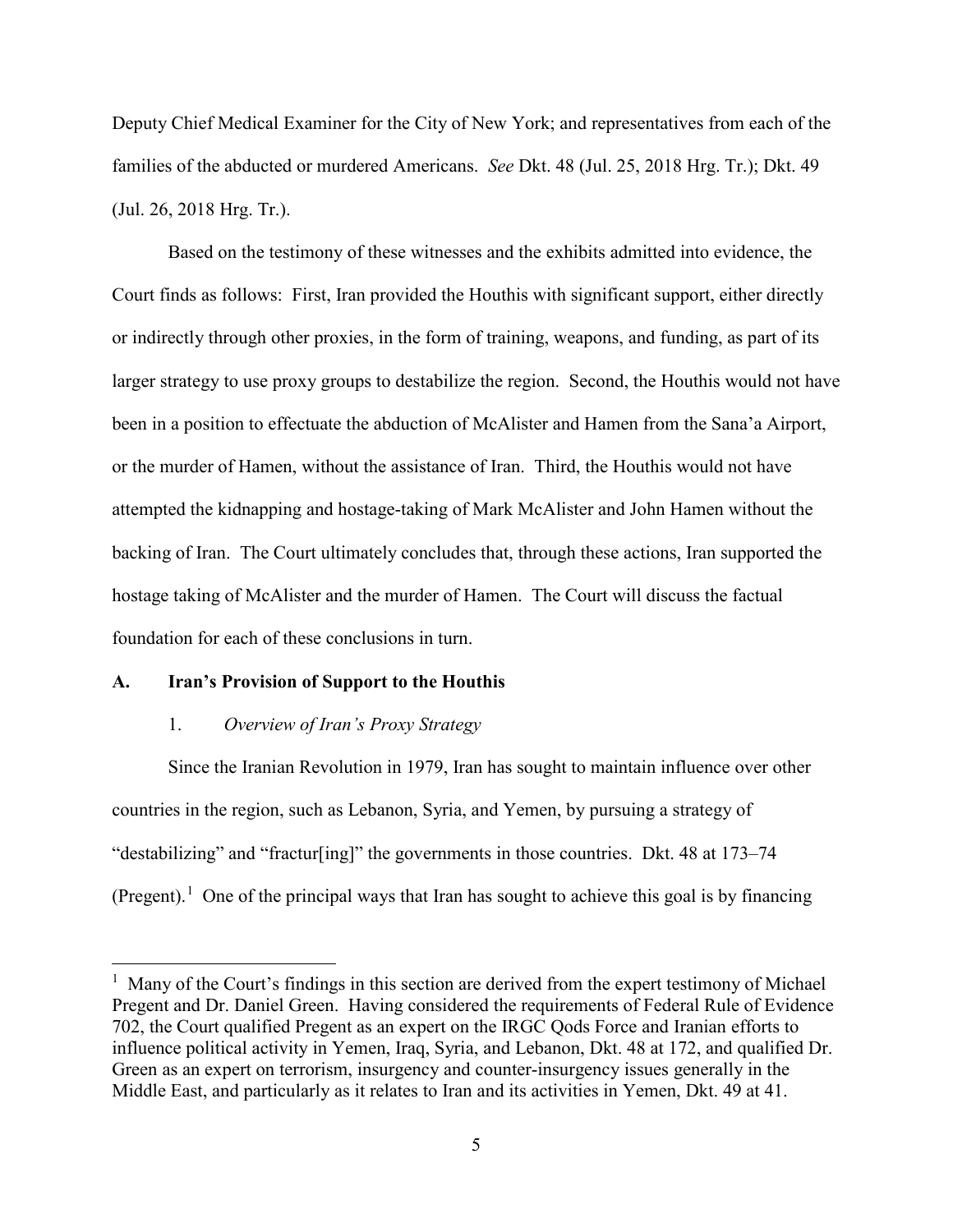Deputy Chief Medical Examiner for the City of New York; and representatives from each of the families of the abducted or murdered Americans. *See* Dkt. 48 (Jul. 25, 2018 Hrg. Tr.); Dkt. 49 (Jul. 26, 2018 Hrg. Tr.).

Based on the testimony of these witnesses and the exhibits admitted into evidence, the Court finds as follows: First, Iran provided the Houthis with significant support, either directly or indirectly through other proxies, in the form of training, weapons, and funding, as part of its larger strategy to use proxy groups to destabilize the region. Second, the Houthis would not have been in a position to effectuate the abduction of McAlister and Hamen from the Sana'a Airport, or the murder of Hamen, without the assistance of Iran. Third, the Houthis would not have attempted the kidnapping and hostage-taking of Mark McAlister and John Hamen without the backing of Iran. The Court ultimately concludes that, through these actions, Iran supported the hostage taking of McAlister and the murder of Hamen. The Court will discuss the factual foundation for each of these conclusions in turn.

### A. Iran's Provision of Support to the Houthis

#### 1. *Overview of Iran's Proxy Strategy*

Since the Iranian Revolution in 1979, Iran has sought to maintain influence over other countries in the region, such as Lebanon, Syria, and Yemen, by pursuing a strategy of "destabilizing" and "fractur[ing]" the governments in those countries. Dkt. 48 at 173–74 (Pregent).[1] One of the principal ways that Iran has sought to achieve this goal is by financing

---

[1] Many of the Court's findings in this section are derived from the expert testimony of Michael Pregent and Dr. Daniel Green. Having considered the requirements of Federal Rule of Evidence 702, the Court qualified Pregent as an expert on the IRGC Qods Force and Iranian efforts to influence political activity in Yemen, Iraq, Syria, and Lebanon, Dkt. 48 at 172, and qualified Dr. Green as an expert on terrorism, insurgency and counter-insurgency issues generally in the Middle East, and particularly as it relates to Iran and its activities in Yemen, Dkt. 49 at 41.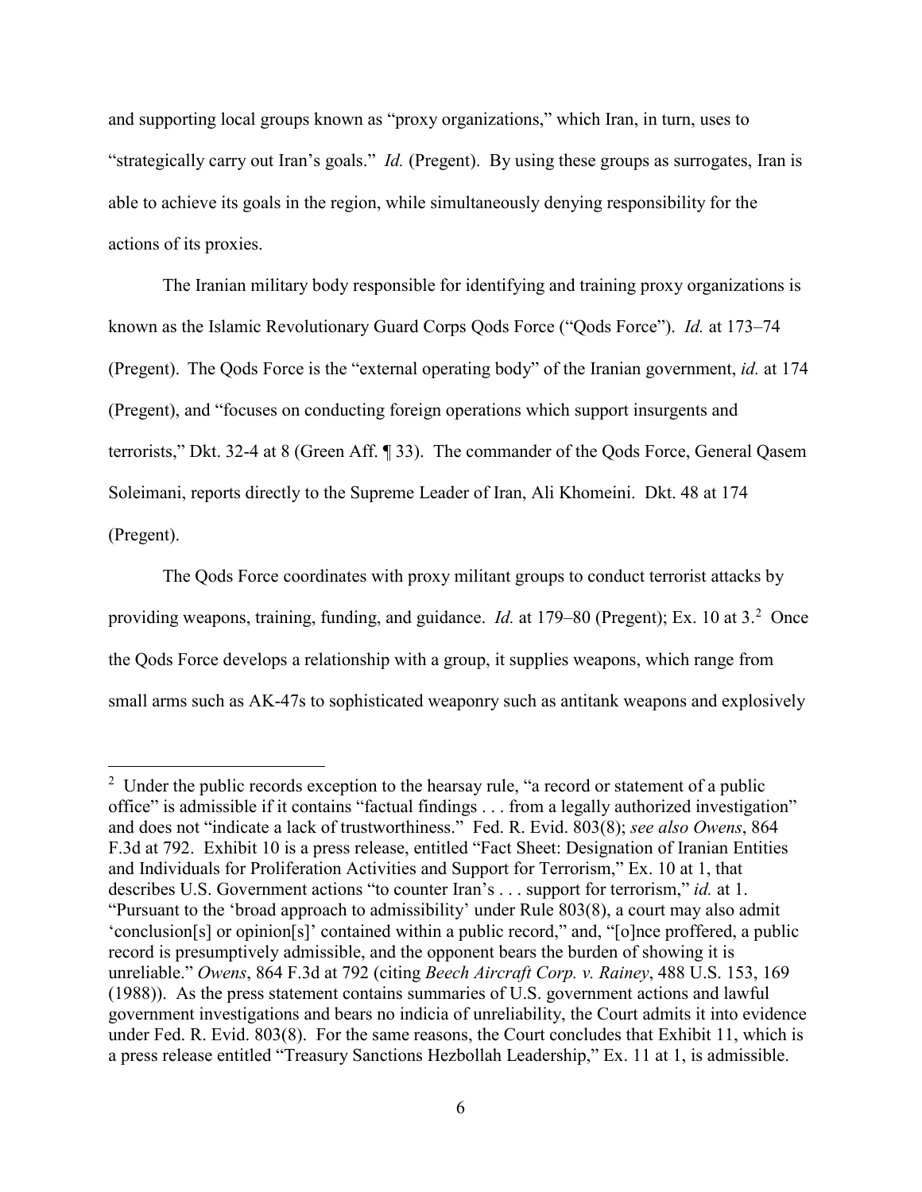and supporting local groups known as "proxy organizations," which Iran, in turn, uses to "strategically carry out Iran's goals." *Id.* (Pregent). By using these groups as surrogates, Iran is able to achieve its goals in the region, while simultaneously denying responsibility for the actions of its proxies.

The Iranian military body responsible for identifying and training proxy organizations is known as the Islamic Revolutionary Guard Corps Qods Force ("Qods Force"). *Id.* at 173–74 (Pregent). The Qods Force is the "external operating body" of the Iranian government, *id.* at 174 (Pregent), and "focuses on conducting foreign operations which support insurgents and terrorists," Dkt. 32-4 at 8 (Green Aff. ¶ 33). The commander of the Qods Force, General Qasem Soleimani, reports directly to the Supreme Leader of Iran, Ali Khomeini. Dkt. 48 at 174 (Pregent).

The Qods Force coordinates with proxy militant groups to conduct terrorist attacks by providing weapons, training, funding, and guidance. *Id.* at 179–80 (Pregent); Ex. 10 at 3.[2] Once the Qods Force develops a relationship with a group, it supplies weapons, which range from small arms such as AK-47s to sophisticated weaponry such as antitank weapons and explosively

---

[2] Under the public records exception to the hearsay rule, "a record or statement of a public office" is admissible if it contains "factual findings . . . from a legally authorized investigation" and does not "indicate a lack of trustworthiness." Fed. R. Evid. 803(8); *see also Owens*, 864 F.3d at 792. Exhibit 10 is a press release, entitled "Fact Sheet: Designation of Iranian Entities and Individuals for Proliferation Activities and Support for Terrorism," Ex. 10 at 1, that describes U.S. Government actions "to counter Iran's . . . support for terrorism," *id.* at 1. "Pursuant to the 'broad approach to admissibility' under Rule 803(8), a court may also admit 'conclusion[s] or opinion[s]' contained within a public record," and, "[o]nce proffered, a public record is presumptively admissible, and the opponent bears the burden of showing it is unreliable." *Owens*, 864 F.3d at 792 (citing *Beech Aircraft Corp. v. Rainey*, 488 U.S. 153, 169 (1988)). As the press statement contains summaries of U.S. government actions and lawful government investigations and bears no indicia of unreliability, the Court admits it into evidence under Fed. R. Evid. 803(8). For the same reasons, the Court concludes that Exhibit 11, which is a press release entitled "Treasury Sanctions Hezbollah Leadership," Ex. 11 at 1, is admissible.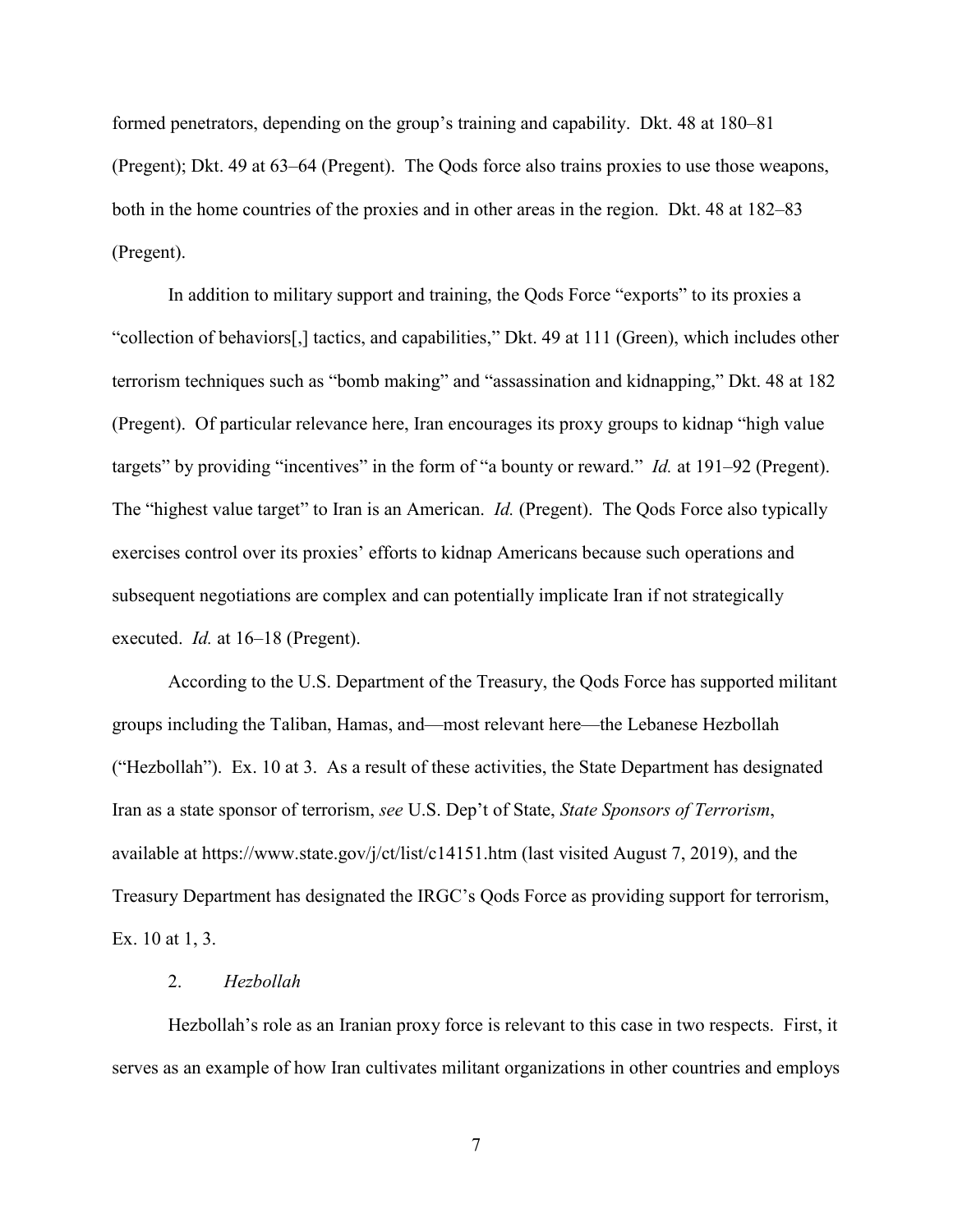formed penetrators, depending on the group's training and capability. Dkt. 48 at 180–81 (Pregent); Dkt. 49 at 63–64 (Pregent). The Qods force also trains proxies to use those weapons, both in the home countries of the proxies and in other areas in the region. Dkt. 48 at 182–83 (Pregent).

In addition to military support and training, the Qods Force "exports" to its proxies a "collection of behaviors[,] tactics, and capabilities," Dkt. 49 at 111 (Green), which includes other terrorism techniques such as "bomb making" and "assassination and kidnapping," Dkt. 48 at 182 (Pregent). Of particular relevance here, Iran encourages its proxy groups to kidnap "high value targets" by providing "incentives" in the form of "a bounty or reward." *Id.* at 191–92 (Pregent). The "highest value target" to Iran is an American. *Id.* (Pregent). The Qods Force also typically exercises control over its proxies' efforts to kidnap Americans because such operations and subsequent negotiations are complex and can potentially implicate Iran if not strategically executed. *Id.* at 16–18 (Pregent).

According to the U.S. Department of the Treasury, the Qods Force has supported militant groups including the Taliban, Hamas, and—most relevant here—the Lebanese Hezbollah ("Hezbollah"). Ex. 10 at 3. As a result of these activities, the State Department has designated Iran as a state sponsor of terrorism, *see* U.S. Dep't of State, *State Sponsors of Terrorism*, available at https://www.state.gov/j/ct/list/c14151.htm (last visited August 7, 2019), and the Treasury Department has designated the IRGC's Qods Force as providing support for terrorism, Ex. 10 at 1, 3.

2. *Hezbollah*

Hezbollah's role as an Iranian proxy force is relevant to this case in two respects. First, it serves as an example of how Iran cultivates militant organizations in other countries and employs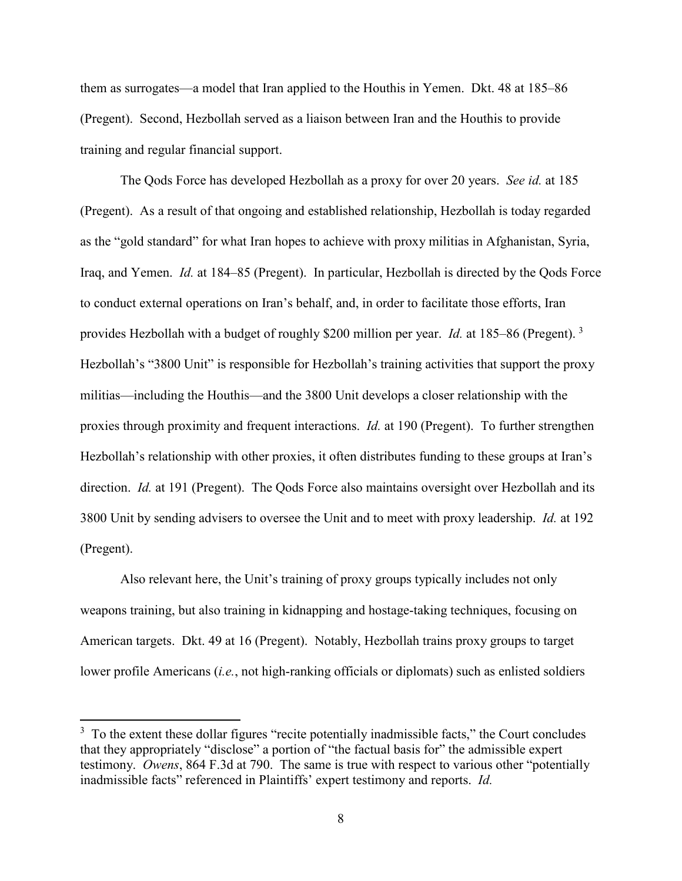them as surrogates—a model that Iran applied to the Houthis in Yemen. Dkt. 48 at 185–86 (Pregent). Second, Hezbollah served as a liaison between Iran and the Houthis to provide training and regular financial support.

The Qods Force has developed Hezbollah as a proxy for over 20 years. *See id.* at 185 (Pregent). As a result of that ongoing and established relationship, Hezbollah is today regarded as the "gold standard" for what Iran hopes to achieve with proxy militias in Afghanistan, Syria, Iraq, and Yemen. *Id.* at 184–85 (Pregent). In particular, Hezbollah is directed by the Qods Force to conduct external operations on Iran's behalf, and, in order to facilitate those efforts, Iran provides Hezbollah with a budget of roughly $200 million per year. *Id.* at 185–86 (Pregent). [3] Hezbollah's "3800 Unit" is responsible for Hezbollah's training activities that support the proxy militias—including the Houthis—and the 3800 Unit develops a closer relationship with the proxies through proximity and frequent interactions. *Id.* at 190 (Pregent). To further strengthen Hezbollah's relationship with other proxies, it often distributes funding to these groups at Iran's direction. *Id.* at 191 (Pregent). The Qods Force also maintains oversight over Hezbollah and its 3800 Unit by sending advisers to oversee the Unit and to meet with proxy leadership. *Id.* at 192 (Pregent).

Also relevant here, the Unit's training of proxy groups typically includes not only weapons training, but also training in kidnapping and hostage-taking techniques, focusing on American targets. Dkt. 49 at 16 (Pregent). Notably, Hezbollah trains proxy groups to target lower profile Americans (*i.e.*, not high-ranking officials or diplomats) such as enlisted soldiers

[3] To the extent these dollar figures "recite potentially inadmissible facts," the Court concludes that they appropriately "disclose" a portion of "the factual basis for" the admissible expert testimony. *Owens*, 864 F.3d at 790. The same is true with respect to various other "potentially inadmissible facts" referenced in Plaintiffs' expert testimony and reports. *Id.*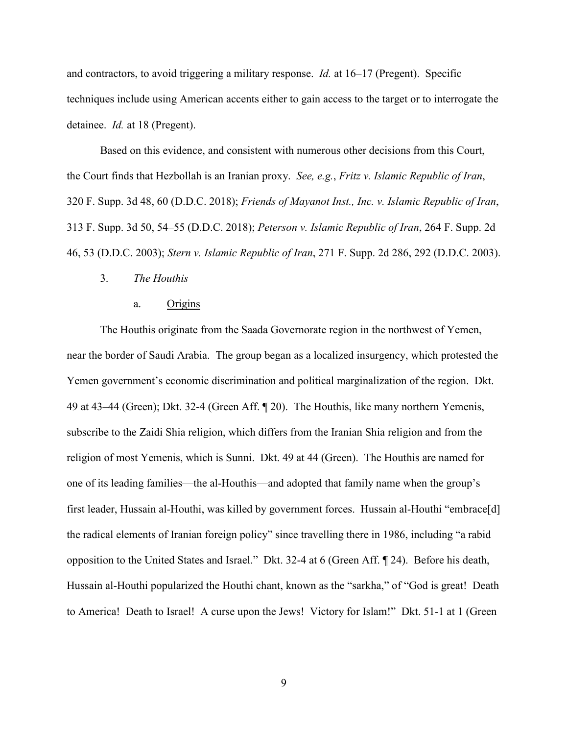and contractors, to avoid triggering a military response. *Id.* at 16–17 (Pregent). Specific techniques include using American accents either to gain access to the target or to interrogate the detainee. *Id.* at 18 (Pregent).

Based on this evidence, and consistent with numerous other decisions from this Court, the Court finds that Hezbollah is an Iranian proxy. *See, e.g.*, *Fritz v. Islamic Republic of Iran*, 320 F. Supp. 3d 48, 60 (D.D.C. 2018); *Friends of Mayanot Inst., Inc. v. Islamic Republic of Iran*, 313 F. Supp. 3d 50, 54–55 (D.D.C. 2018); *Peterson v. Islamic Republic of Iran*, 264 F. Supp. 2d 46, 53 (D.D.C. 2003); *Stern v. Islamic Republic of Iran*, 271 F. Supp. 2d 286, 292 (D.D.C. 2003).

### 3. *The Houthis*

#### a. Origins

The Houthis originate from the Saada Governorate region in the northwest of Yemen, near the border of Saudi Arabia. The group began as a localized insurgency, which protested the Yemen government's economic discrimination and political marginalization of the region. Dkt. 49 at 43–44 (Green); Dkt. 32-4 (Green Aff. ¶ 20). The Houthis, like many northern Yemenis, subscribe to the Zaidi Shia religion, which differs from the Iranian Shia religion and from the religion of most Yemenis, which is Sunni. Dkt. 49 at 44 (Green). The Houthis are named for one of its leading families—the al-Houthis—and adopted that family name when the group's first leader, Hussain al-Houthi, was killed by government forces. Hussain al-Houthi "embrace[d] the radical elements of Iranian foreign policy" since travelling there in 1986, including "a rabid opposition to the United States and Israel." Dkt. 32-4 at 6 (Green Aff. ¶ 24). Before his death, Hussain al-Houthi popularized the Houthi chant, known as the "sarkha," of "God is great! Death to America! Death to Israel! A curse upon the Jews! Victory for Islam!" Dkt. 51-1 at 1 (Green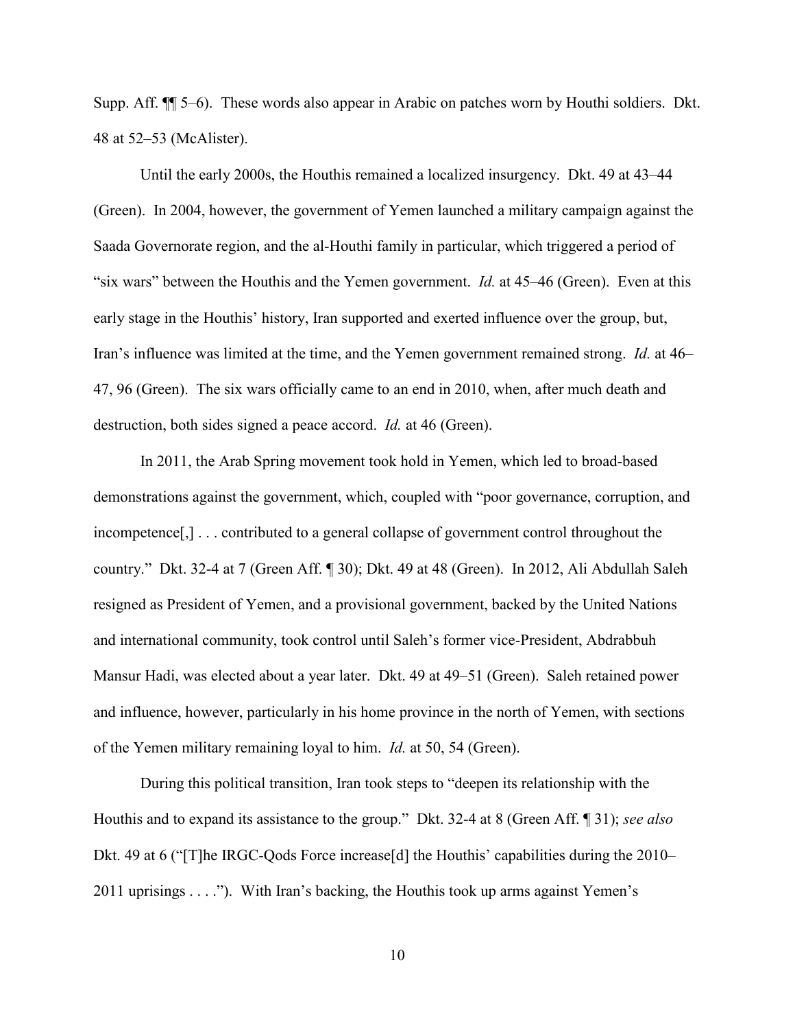Supp. Aff. ¶¶ 5–6). These words also appear in Arabic on patches worn by Houthi soldiers. Dkt. 48 at 52–53 (McAlister).

Until the early 2000s, the Houthis remained a localized insurgency. Dkt. 49 at 43–44 (Green). In 2004, however, the government of Yemen launched a military campaign against the Saada Governorate region, and the al-Houthi family in particular, which triggered a period of "six wars" between the Houthis and the Yemen government. *Id.* at 45–46 (Green). Even at this early stage in the Houthis' history, Iran supported and exerted influence over the group, but, Iran's influence was limited at the time, and the Yemen government remained strong. *Id.* at 46–47, 96 (Green). The six wars officially came to an end in 2010, when, after much death and destruction, both sides signed a peace accord. *Id.* at 46 (Green).

In 2011, the Arab Spring movement took hold in Yemen, which led to broad-based demonstrations against the government, which, coupled with "poor governance, corruption, and incompetence[,] . . . contributed to a general collapse of government control throughout the country." Dkt. 32-4 at 7 (Green Aff. ¶ 30); Dkt. 49 at 48 (Green). In 2012, Ali Abdullah Saleh resigned as President of Yemen, and a provisional government, backed by the United Nations and international community, took control until Saleh's former vice-President, Abdrabbuh Mansur Hadi, was elected about a year later. Dkt. 49 at 49–51 (Green). Saleh retained power and influence, however, particularly in his home province in the north of Yemen, with sections of the Yemen military remaining loyal to him. *Id.* at 50, 54 (Green).

During this political transition, Iran took steps to "deepen its relationship with the Houthis and to expand its assistance to the group." Dkt. 32-4 at 8 (Green Aff. ¶ 31); *see also* Dkt. 49 at 6 ("[T]he IRGC-Qods Force increase[d] the Houthis' capabilities during the 2010–2011 uprisings . . . ."). With Iran's backing, the Houthis took up arms against Yemen's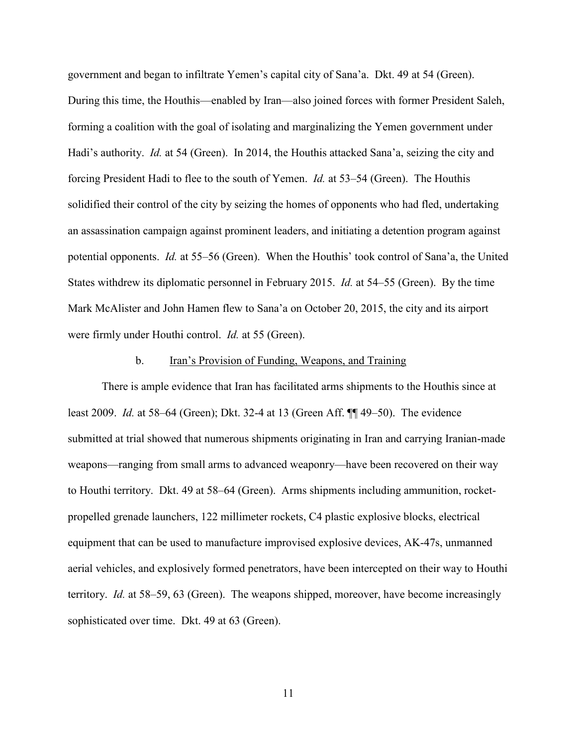government and began to infiltrate Yemen's capital city of Sana'a. Dkt. 49 at 54 (Green). During this time, the Houthis—enabled by Iran—also joined forces with former President Saleh, forming a coalition with the goal of isolating and marginalizing the Yemen government under Hadi's authority. *Id.* at 54 (Green). In 2014, the Houthis attacked Sana'a, seizing the city and forcing President Hadi to flee to the south of Yemen. *Id.* at 53–54 (Green). The Houthis solidified their control of the city by seizing the homes of opponents who had fled, undertaking an assassination campaign against prominent leaders, and initiating a detention program against potential opponents. *Id.* at 55–56 (Green). When the Houthis' took control of Sana'a, the United States withdrew its diplomatic personnel in February 2015. *Id.* at 54–55 (Green). By the time Mark McAlister and John Hamen flew to Sana'a on October 20, 2015, the city and its airport were firmly under Houthi control. *Id.* at 55 (Green).

b. <u>Iran's Provision of Funding, Weapons, and Training</u>

There is ample evidence that Iran has facilitated arms shipments to the Houthis since at least 2009. *Id.* at 58–64 (Green); Dkt. 32-4 at 13 (Green Aff. ¶¶ 49–50). The evidence submitted at trial showed that numerous shipments originating in Iran and carrying Iranian-made weapons—ranging from small arms to advanced weaponry—have been recovered on their way to Houthi territory. Dkt. 49 at 58–64 (Green). Arms shipments including ammunition, rocket-propelled grenade launchers, 122 millimeter rockets, C4 plastic explosive blocks, electrical equipment that can be used to manufacture improvised explosive devices, AK-47s, unmanned aerial vehicles, and explosively formed penetrators, have been intercepted on their way to Houthi territory. *Id.* at 58–59, 63 (Green). The weapons shipped, moreover, have become increasingly sophisticated over time. Dkt. 49 at 63 (Green).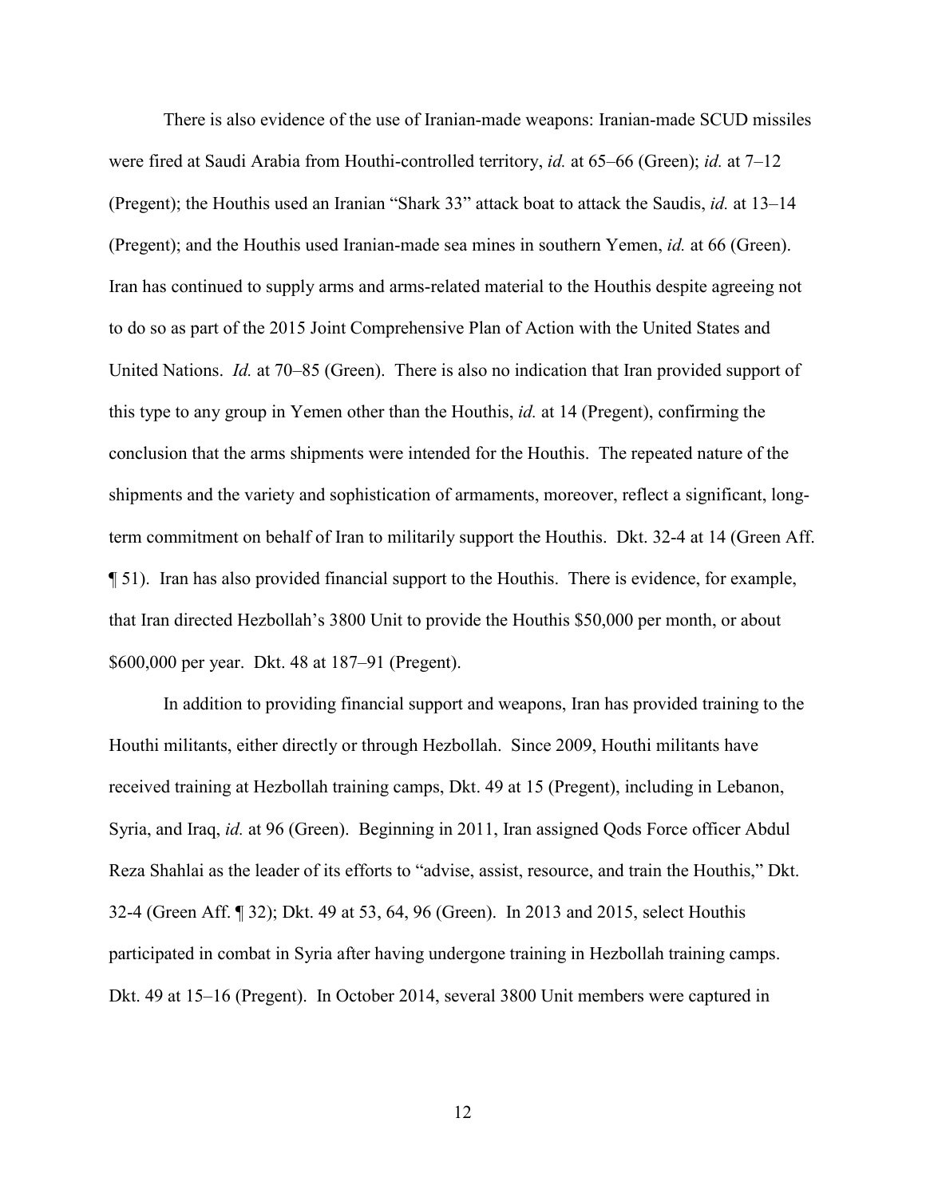There is also evidence of the use of Iranian-made weapons: Iranian-made SCUD missiles were fired at Saudi Arabia from Houthi-controlled territory, *id.* at 65–66 (Green); *id.* at 7–12 (Pregent); the Houthis used an Iranian "Shark 33" attack boat to attack the Saudis, *id.* at 13–14 (Pregent); and the Houthis used Iranian-made sea mines in southern Yemen, *id.* at 66 (Green). Iran has continued to supply arms and arms-related material to the Houthis despite agreeing not to do so as part of the 2015 Joint Comprehensive Plan of Action with the United States and United Nations. *Id.* at 70–85 (Green). There is also no indication that Iran provided support of this type to any group in Yemen other than the Houthis, *id.* at 14 (Pregent), confirming the conclusion that the arms shipments were intended for the Houthis. The repeated nature of the shipments and the variety and sophistication of armaments, moreover, reflect a significant, long-term commitment on behalf of Iran to militarily support the Houthis. Dkt. 32-4 at 14 (Green Aff. ¶ 51). Iran has also provided financial support to the Houthis. There is evidence, for example, that Iran directed Hezbollah's 3800 Unit to provide the Houthis $50,000 per month, or about $600,000 per year. Dkt. 48 at 187–91 (Pregent).

In addition to providing financial support and weapons, Iran has provided training to the Houthi militants, either directly or through Hezbollah. Since 2009, Houthi militants have received training at Hezbollah training camps, Dkt. 49 at 15 (Pregent), including in Lebanon, Syria, and Iraq, *id.* at 96 (Green). Beginning in 2011, Iran assigned Qods Force officer Abdul Reza Shahlai as the leader of its efforts to "advise, assist, resource, and train the Houthis," Dkt. 32-4 (Green Aff. ¶ 32); Dkt. 49 at 53, 64, 96 (Green). In 2013 and 2015, select Houthis participated in combat in Syria after having undergone training in Hezbollah training camps. Dkt. 49 at 15–16 (Pregent). In October 2014, several 3800 Unit members were captured in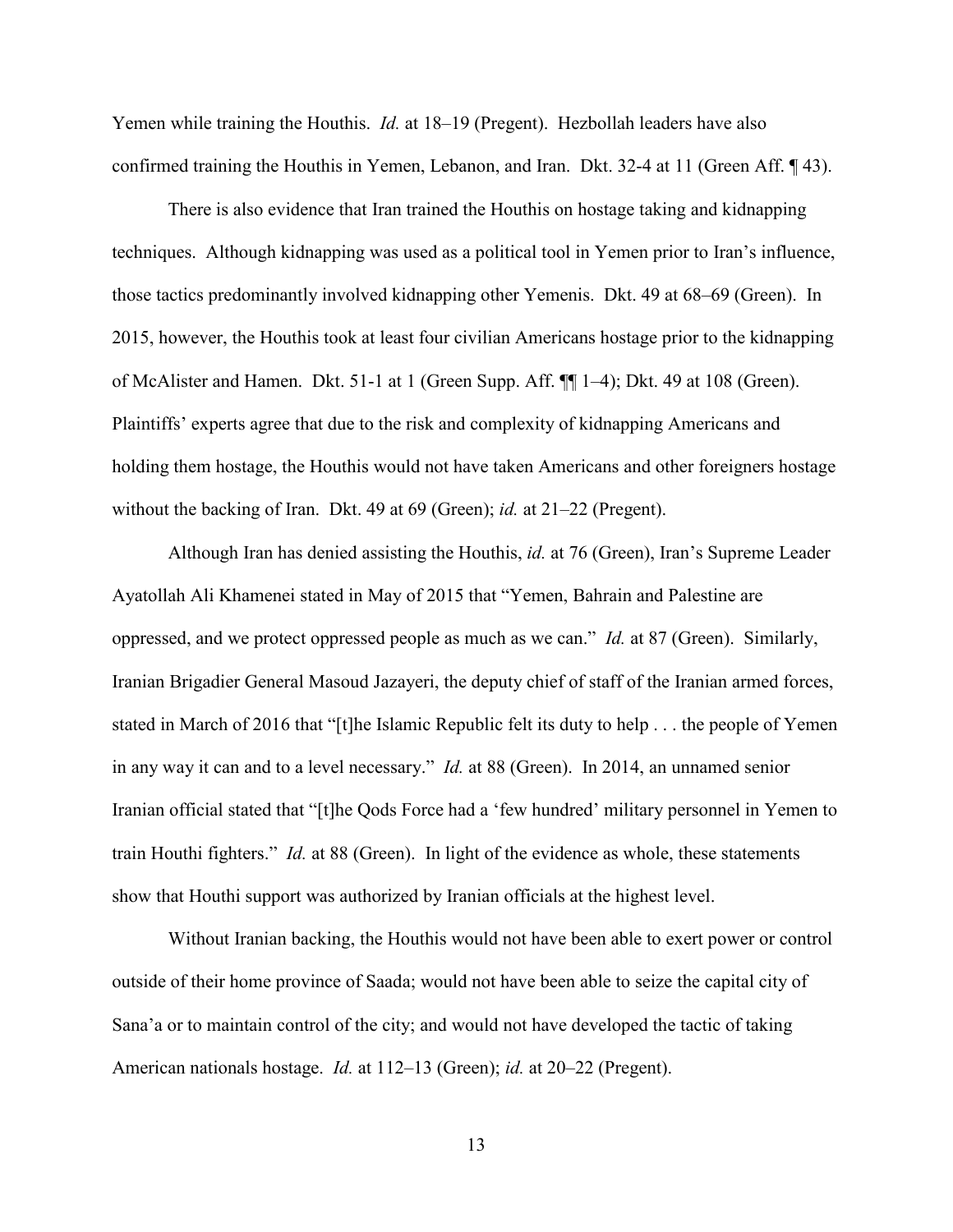Yemen while training the Houthis. *Id.* at 18–19 (Pregent). Hezbollah leaders have also confirmed training the Houthis in Yemen, Lebanon, and Iran. Dkt. 32-4 at 11 (Green Aff. ¶ 43).

There is also evidence that Iran trained the Houthis on hostage taking and kidnapping techniques. Although kidnapping was used as a political tool in Yemen prior to Iran's influence, those tactics predominantly involved kidnapping other Yemenis. Dkt. 49 at 68–69 (Green). In 2015, however, the Houthis took at least four civilian Americans hostage prior to the kidnapping of McAlister and Hamen. Dkt. 51-1 at 1 (Green Supp. Aff. ¶¶ 1–4); Dkt. 49 at 108 (Green). Plaintiffs' experts agree that due to the risk and complexity of kidnapping Americans and holding them hostage, the Houthis would not have taken Americans and other foreigners hostage without the backing of Iran. Dkt. 49 at 69 (Green); *id.* at 21–22 (Pregent).

Although Iran has denied assisting the Houthis, *id.* at 76 (Green), Iran's Supreme Leader Ayatollah Ali Khamenei stated in May of 2015 that "Yemen, Bahrain and Palestine are oppressed, and we protect oppressed people as much as we can." *Id.* at 87 (Green). Similarly, Iranian Brigadier General Masoud Jazayeri, the deputy chief of staff of the Iranian armed forces, stated in March of 2016 that "[t]he Islamic Republic felt its duty to help . . . the people of Yemen in any way it can and to a level necessary." *Id.* at 88 (Green). In 2014, an unnamed senior Iranian official stated that "[t]he Qods Force had a 'few hundred' military personnel in Yemen to train Houthi fighters." *Id.* at 88 (Green). In light of the evidence as whole, these statements show that Houthi support was authorized by Iranian officials at the highest level.

Without Iranian backing, the Houthis would not have been able to exert power or control outside of their home province of Saada; would not have been able to seize the capital city of Sana'a or to maintain control of the city; and would not have developed the tactic of taking American nationals hostage. *Id.* at 112–13 (Green); *id.* at 20–22 (Pregent).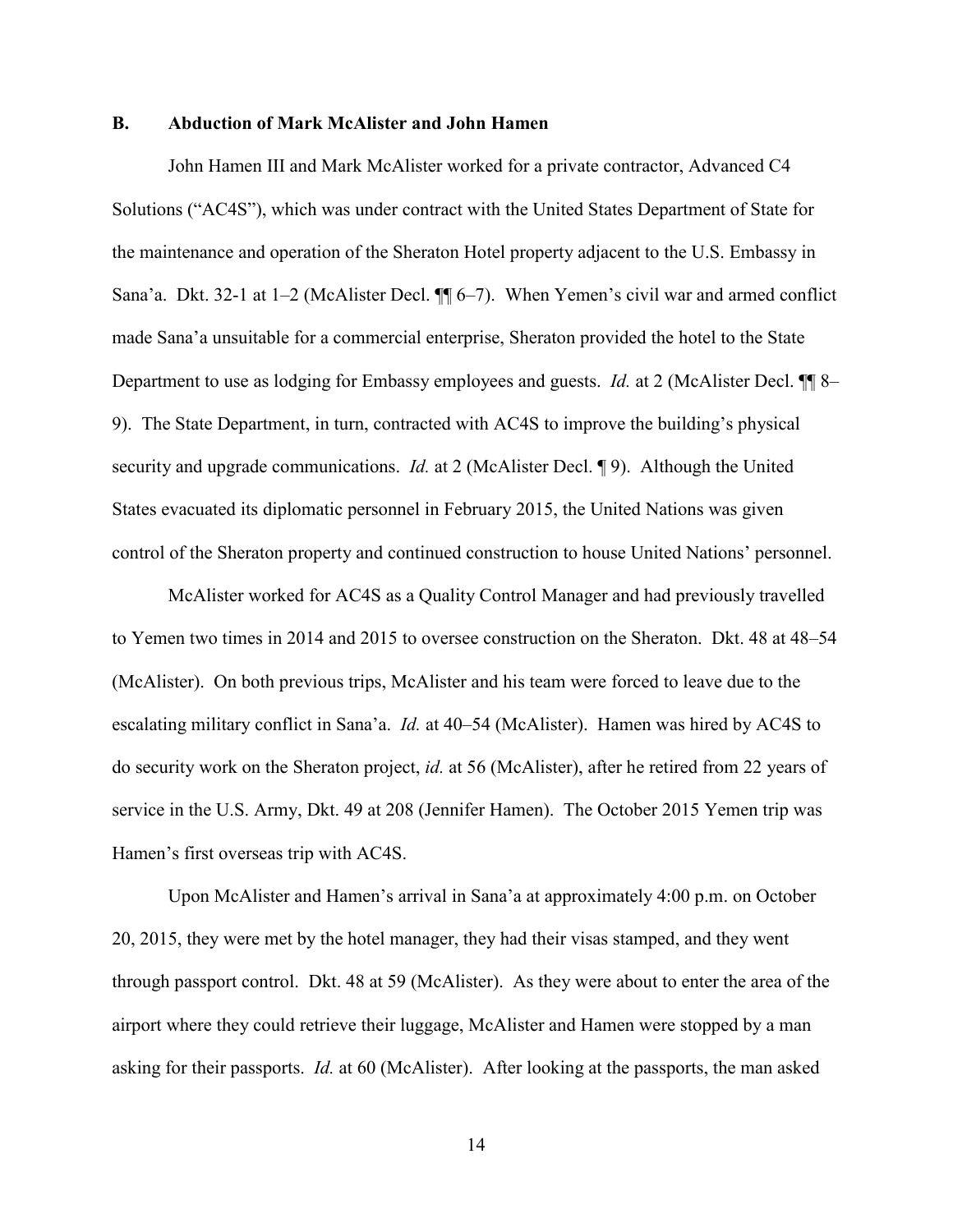### B. Abduction of Mark McAlister and John Hamen

John Hamen III and Mark McAlister worked for a private contractor, Advanced C4 Solutions ("AC4S"), which was under contract with the United States Department of State for the maintenance and operation of the Sheraton Hotel property adjacent to the U.S. Embassy in Sana'a. Dkt. 32-1 at 1–2 (McAlister Decl. ¶¶ 6–7). When Yemen's civil war and armed conflict made Sana'a unsuitable for a commercial enterprise, Sheraton provided the hotel to the State Department to use as lodging for Embassy employees and guests. *Id.* at 2 (McAlister Decl. ¶¶ 8–9). The State Department, in turn, contracted with AC4S to improve the building's physical security and upgrade communications. *Id.* at 2 (McAlister Decl. ¶ 9). Although the United States evacuated its diplomatic personnel in February 2015, the United Nations was given control of the Sheraton property and continued construction to house United Nations' personnel.

McAlister worked for AC4S as a Quality Control Manager and had previously travelled to Yemen two times in 2014 and 2015 to oversee construction on the Sheraton. Dkt. 48 at 48–54 (McAlister). On both previous trips, McAlister and his team were forced to leave due to the escalating military conflict in Sana'a. *Id.* at 40–54 (McAlister). Hamen was hired by AC4S to do security work on the Sheraton project, *id.* at 56 (McAlister), after he retired from 22 years of service in the U.S. Army, Dkt. 49 at 208 (Jennifer Hamen). The October 2015 Yemen trip was Hamen's first overseas trip with AC4S.

Upon McAlister and Hamen's arrival in Sana'a at approximately 4:00 p.m. on October 20, 2015, they were met by the hotel manager, they had their visas stamped, and they went through passport control. Dkt. 48 at 59 (McAlister). As they were about to enter the area of the airport where they could retrieve their luggage, McAlister and Hamen were stopped by a man asking for their passports. *Id.* at 60 (McAlister). After looking at the passports, the man asked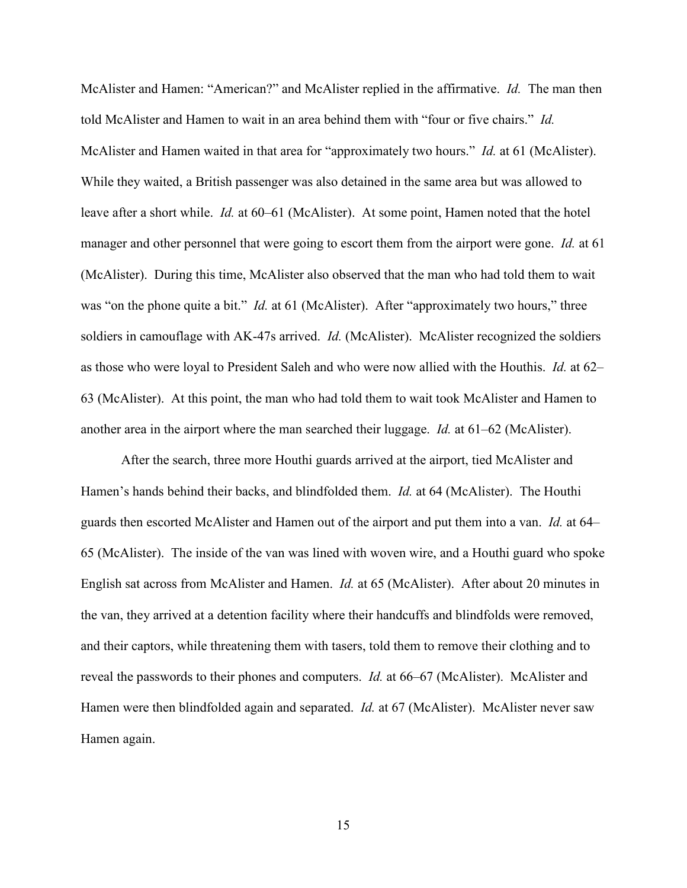McAlister and Hamen: "American?" and McAlister replied in the affirmative. *Id.* The man then told McAlister and Hamen to wait in an area behind them with "four or five chairs." *Id.* McAlister and Hamen waited in that area for "approximately two hours." *Id.* at 61 (McAlister). While they waited, a British passenger was also detained in the same area but was allowed to leave after a short while. *Id.* at 60–61 (McAlister). At some point, Hamen noted that the hotel manager and other personnel that were going to escort them from the airport were gone. *Id.* at 61 (McAlister). During this time, McAlister also observed that the man who had told them to wait was "on the phone quite a bit." *Id.* at 61 (McAlister). After "approximately two hours," three soldiers in camouflage with AK-47s arrived. *Id.* (McAlister). McAlister recognized the soldiers as those who were loyal to President Saleh and who were now allied with the Houthis. *Id.* at 62–63 (McAlister). At this point, the man who had told them to wait took McAlister and Hamen to another area in the airport where the man searched their luggage. *Id.* at 61–62 (McAlister).

After the search, three more Houthi guards arrived at the airport, tied McAlister and Hamen's hands behind their backs, and blindfolded them. *Id.* at 64 (McAlister). The Houthi guards then escorted McAlister and Hamen out of the airport and put them into a van. *Id.* at 64–65 (McAlister). The inside of the van was lined with woven wire, and a Houthi guard who spoke English sat across from McAlister and Hamen. *Id.* at 65 (McAlister). After about 20 minutes in the van, they arrived at a detention facility where their handcuffs and blindfolds were removed, and their captors, while threatening them with tasers, told them to remove their clothing and to reveal the passwords to their phones and computers. *Id.* at 66–67 (McAlister). McAlister and Hamen were then blindfolded again and separated. *Id.* at 67 (McAlister). McAlister never saw Hamen again.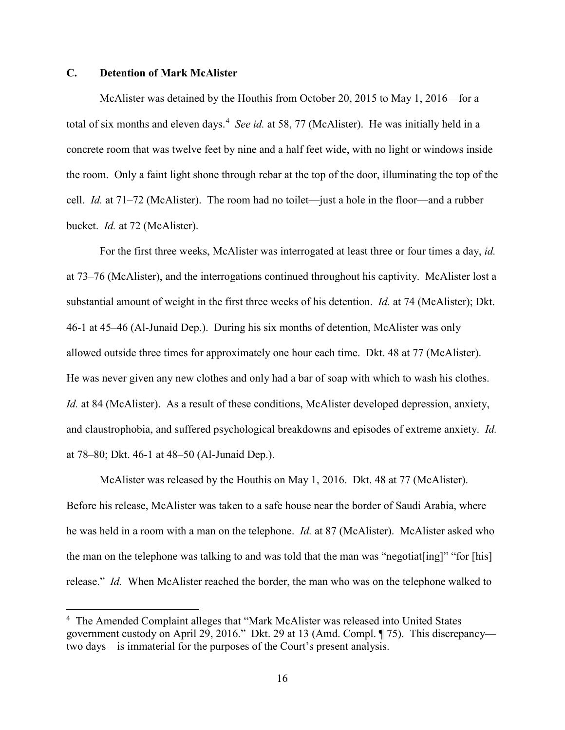### C. Detention of Mark McAlister

McAlister was detained by the Houthis from October 20, 2015 to May 1, 2016—for a total of six months and eleven days.[4] *See id.* at 58, 77 (McAlister). He was initially held in a concrete room that was twelve feet by nine and a half feet wide, with no light or windows inside the room. Only a faint light shone through rebar at the top of the door, illuminating the top of the cell. *Id.* at 71–72 (McAlister). The room had no toilet—just a hole in the floor—and a rubber bucket. *Id.* at 72 (McAlister).

For the first three weeks, McAlister was interrogated at least three or four times a day, *id.* at 73–76 (McAlister), and the interrogations continued throughout his captivity. McAlister lost a substantial amount of weight in the first three weeks of his detention. *Id.* at 74 (McAlister); Dkt. 46-1 at 45–46 (Al-Junaid Dep.). During his six months of detention, McAlister was only allowed outside three times for approximately one hour each time. Dkt. 48 at 77 (McAlister). He was never given any new clothes and only had a bar of soap with which to wash his clothes. *Id.* at 84 (McAlister). As a result of these conditions, McAlister developed depression, anxiety, and claustrophobia, and suffered psychological breakdowns and episodes of extreme anxiety. *Id.* at 78–80; Dkt. 46-1 at 48–50 (Al-Junaid Dep.).

McAlister was released by the Houthis on May 1, 2016. Dkt. 48 at 77 (McAlister). Before his release, McAlister was taken to a safe house near the border of Saudi Arabia, where he was held in a room with a man on the telephone. *Id.* at 87 (McAlister). McAlister asked who the man on the telephone was talking to and was told that the man was "negotiat[ing]" "for [his] release." *Id.* When McAlister reached the border, the man who was on the telephone walked to

---

[4] The Amended Complaint alleges that "Mark McAlister was released into United States government custody on April 29, 2016." Dkt. 29 at 13 (Amd. Compl. ¶ 75). This discrepancy—two days—is immaterial for the purposes of the Court's present analysis.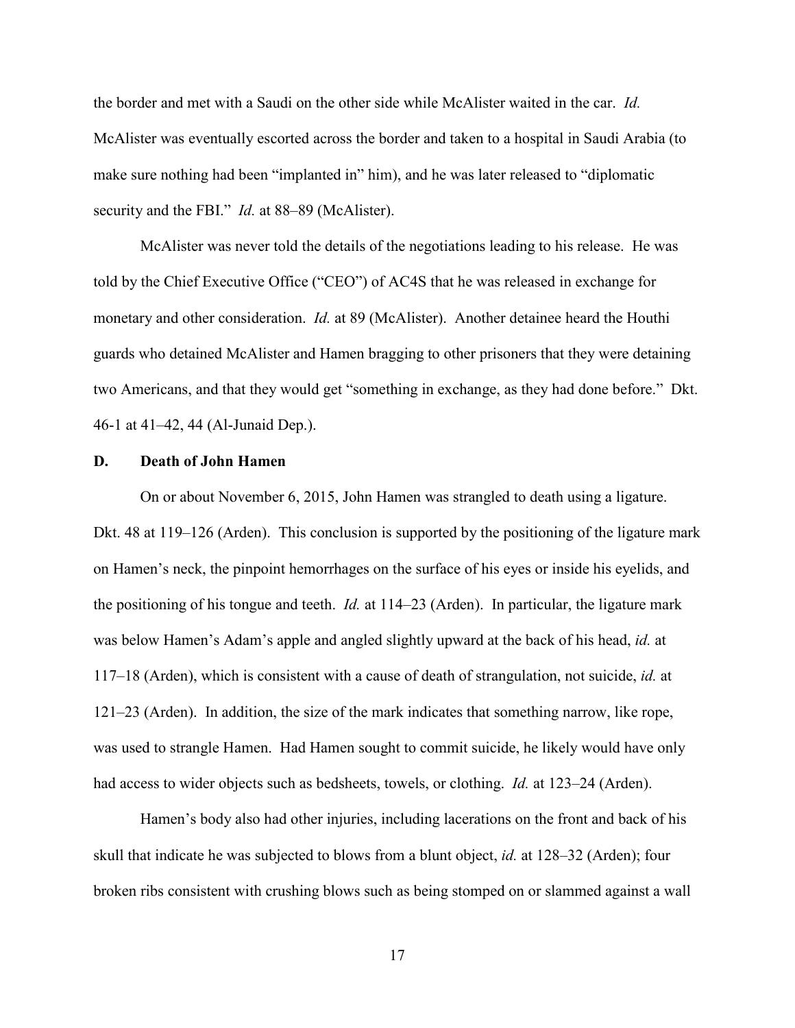the border and met with a Saudi on the other side while McAlister waited in the car. *Id.* McAlister was eventually escorted across the border and taken to a hospital in Saudi Arabia (to make sure nothing had been "implanted in" him), and he was later released to "diplomatic security and the FBI." *Id.* at 88–89 (McAlister).

McAlister was never told the details of the negotiations leading to his release. He was told by the Chief Executive Office ("CEO") of AC4S that he was released in exchange for monetary and other consideration. *Id.* at 89 (McAlister). Another detainee heard the Houthi guards who detained McAlister and Hamen bragging to other prisoners that they were detaining two Americans, and that they would get "something in exchange, as they had done before." Dkt. 46-1 at 41–42, 44 (Al-Junaid Dep.).

### D. Death of John Hamen

On or about November 6, 2015, John Hamen was strangled to death using a ligature. Dkt. 48 at 119–126 (Arden). This conclusion is supported by the positioning of the ligature mark on Hamen's neck, the pinpoint hemorrhages on the surface of his eyes or inside his eyelids, and the positioning of his tongue and teeth. *Id.* at 114–23 (Arden). In particular, the ligature mark was below Hamen's Adam's apple and angled slightly upward at the back of his head, *id.* at 117–18 (Arden), which is consistent with a cause of death of strangulation, not suicide, *id.* at 121–23 (Arden). In addition, the size of the mark indicates that something narrow, like rope, was used to strangle Hamen. Had Hamen sought to commit suicide, he likely would have only had access to wider objects such as bedsheets, towels, or clothing. *Id.* at 123–24 (Arden).

Hamen's body also had other injuries, including lacerations on the front and back of his skull that indicate he was subjected to blows from a blunt object, *id.* at 128–32 (Arden); four broken ribs consistent with crushing blows such as being stomped on or slammed against a wall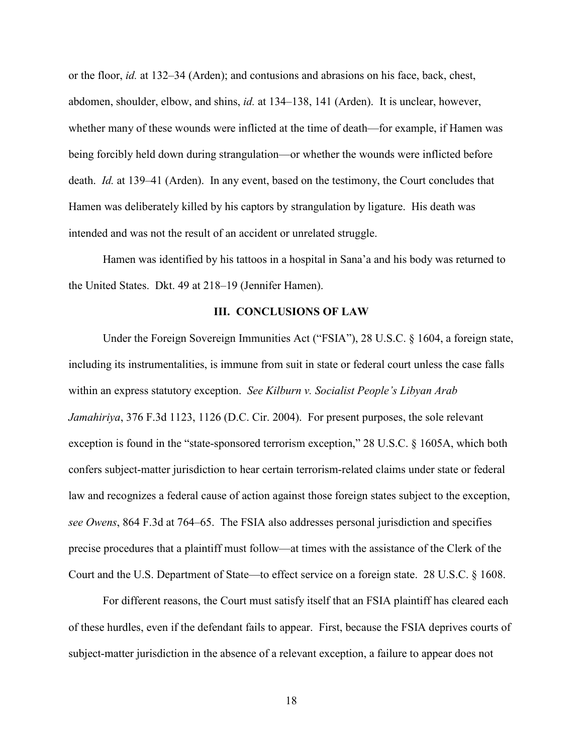or the floor, *id.* at 132–34 (Arden); and contusions and abrasions on his face, back, chest, abdomen, shoulder, elbow, and shins, *id.* at 134–138, 141 (Arden). It is unclear, however, whether many of these wounds were inflicted at the time of death—for example, if Hamen was being forcibly held down during strangulation—or whether the wounds were inflicted before death. *Id.* at 139–41 (Arden). In any event, based on the testimony, the Court concludes that Hamen was deliberately killed by his captors by strangulation by ligature. His death was intended and was not the result of an accident or unrelated struggle.

Hamen was identified by his tattoos in a hospital in Sana'a and his body was returned to the United States. Dkt. 49 at 218–19 (Jennifer Hamen).

## III. CONCLUSIONS OF LAW

Under the Foreign Sovereign Immunities Act ("FSIA"), 28 U.S.C. § 1604, a foreign state, including its instrumentalities, is immune from suit in state or federal court unless the case falls within an express statutory exception. *See Kilburn v. Socialist People's Libyan Arab Jamahiriya*, 376 F.3d 1123, 1126 (D.C. Cir. 2004). For present purposes, the sole relevant exception is found in the "state-sponsored terrorism exception," 28 U.S.C. § 1605A, which both confers subject-matter jurisdiction to hear certain terrorism-related claims under state or federal law and recognizes a federal cause of action against those foreign states subject to the exception, *see Owens*, 864 F.3d at 764–65. The FSIA also addresses personal jurisdiction and specifies precise procedures that a plaintiff must follow—at times with the assistance of the Clerk of the Court and the U.S. Department of State—to effect service on a foreign state. 28 U.S.C. § 1608.

For different reasons, the Court must satisfy itself that an FSIA plaintiff has cleared each of these hurdles, even if the defendant fails to appear. First, because the FSIA deprives courts of subject-matter jurisdiction in the absence of a relevant exception, a failure to appear does not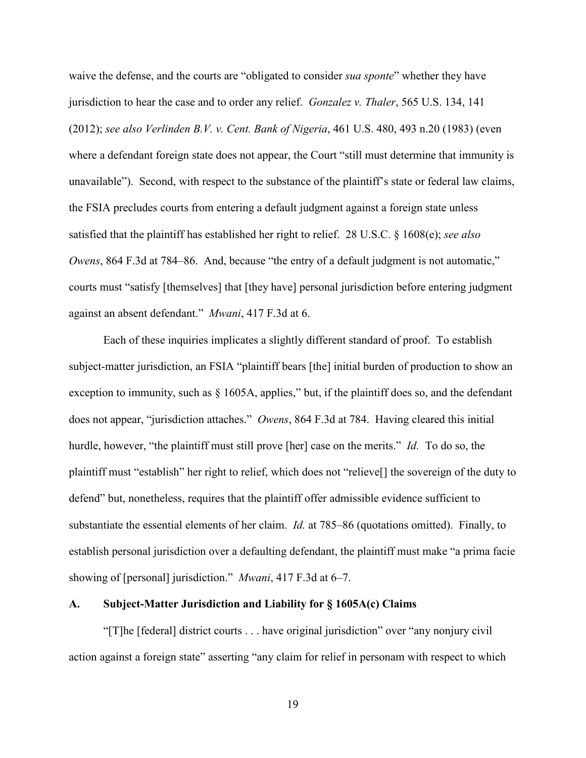waive the defense, and the courts are "obligated to consider *sua sponte*" whether they have jurisdiction to hear the case and to order any relief. *Gonzalez v. Thaler*, 565 U.S. 134, 141 (2012); *see also Verlinden B.V. v. Cent. Bank of Nigeria*, 461 U.S. 480, 493 n.20 (1983) (even where a defendant foreign state does not appear, the Court "still must determine that immunity is unavailable"). Second, with respect to the substance of the plaintiff's state or federal law claims, the FSIA precludes courts from entering a default judgment against a foreign state unless satisfied that the plaintiff has established her right to relief. 28 U.S.C. § 1608(e); *see also Owens*, 864 F.3d at 784–86. And, because "the entry of a default judgment is not automatic," courts must "satisfy [themselves] that [they have] personal jurisdiction before entering judgment against an absent defendant." *Mwani*, 417 F.3d at 6.

Each of these inquiries implicates a slightly different standard of proof. To establish subject-matter jurisdiction, an FSIA "plaintiff bears [the] initial burden of production to show an exception to immunity, such as § 1605A, applies," but, if the plaintiff does so, and the defendant does not appear, "jurisdiction attaches." *Owens*, 864 F.3d at 784. Having cleared this initial hurdle, however, "the plaintiff must still prove [her] case on the merits." *Id.* To do so, the plaintiff must "establish" her right to relief, which does not "relieve[] the sovereign of the duty to defend" but, nonetheless, requires that the plaintiff offer admissible evidence sufficient to substantiate the essential elements of her claim. *Id.* at 785–86 (quotations omitted). Finally, to establish personal jurisdiction over a defaulting defendant, the plaintiff must make "a prima facie showing of [personal] jurisdiction." *Mwani*, 417 F.3d at 6–7.

### A. Subject-Matter Jurisdiction and Liability for § 1605A(c) Claims

"[T]he [federal] district courts . . . have original jurisdiction" over "any nonjury civil action against a foreign state" asserting "any claim for relief in personam with respect to which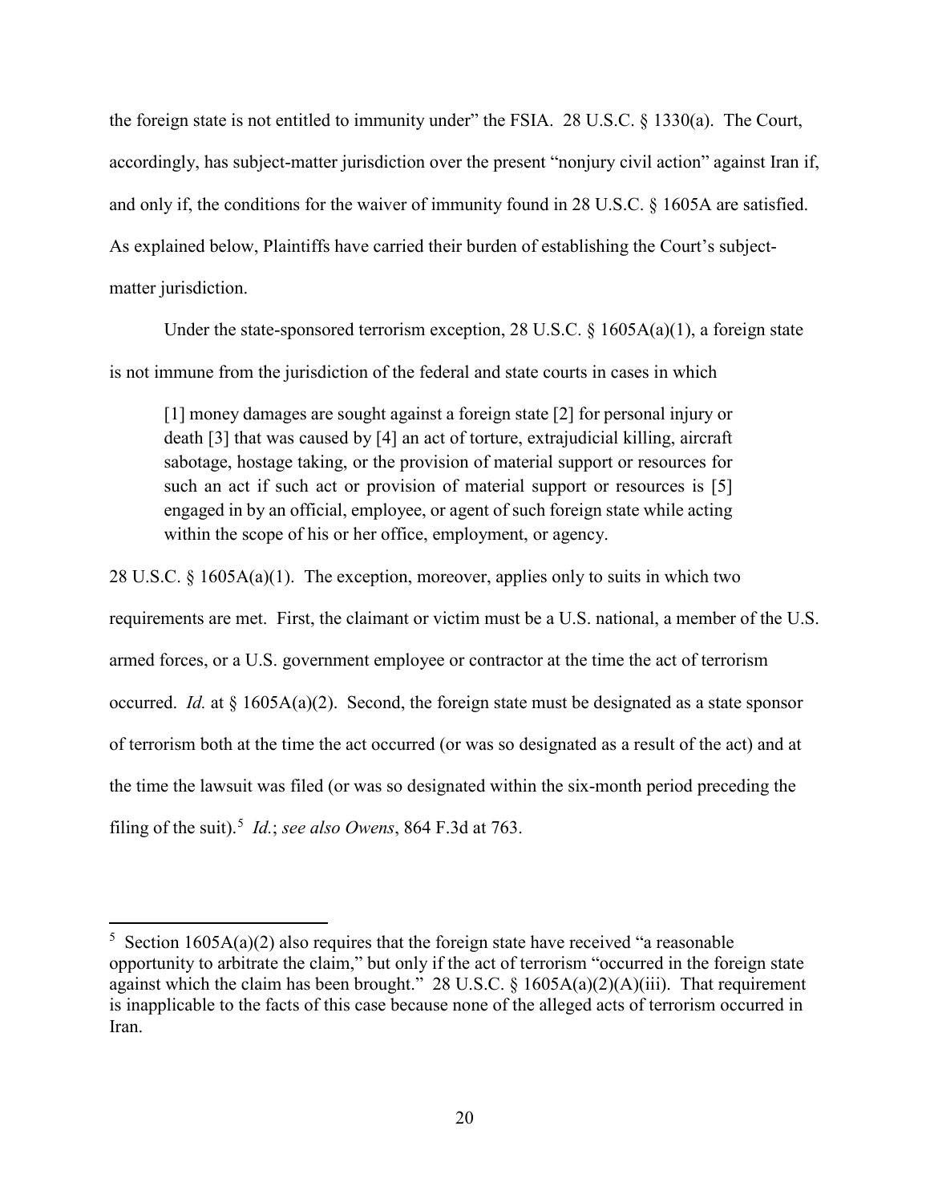the foreign state is not entitled to immunity under" the FSIA. 28 U.S.C. § 1330(a). The Court, accordingly, has subject-matter jurisdiction over the present "nonjury civil action" against Iran if, and only if, the conditions for the waiver of immunity found in 28 U.S.C. § 1605A are satisfied. As explained below, Plaintiffs have carried their burden of establishing the Court's subject-matter jurisdiction.

Under the state-sponsored terrorism exception, 28 U.S.C. § 1605A(a)(1), a foreign state is not immune from the jurisdiction of the federal and state courts in cases in which

> [1] money damages are sought against a foreign state [2] for personal injury or death [3] that was caused by [4] an act of torture, extrajudicial killing, aircraft sabotage, hostage taking, or the provision of material support or resources for such an act if such act or provision of material support or resources is [5] engaged in by an official, employee, or agent of such foreign state while acting within the scope of his or her office, employment, or agency.

28 U.S.C. § 1605A(a)(1). The exception, moreover, applies only to suits in which two requirements are met. First, the claimant or victim must be a U.S. national, a member of the U.S. armed forces, or a U.S. government employee or contractor at the time the act of terrorism occurred. *Id.* at § 1605A(a)(2). Second, the foreign state must be designated as a state sponsor of terrorism both at the time the act occurred (or was so designated as a result of the act) and at the time the lawsuit was filed (or was so designated within the six-month period preceding the filing of the suit).[5] *Id.*; *see also Owens*, 864 F.3d at 763.

---

[5] Section 1605A(a)(2) also requires that the foreign state have received "a reasonable opportunity to arbitrate the claim," but only if the act of terrorism "occurred in the foreign state against which the claim has been brought." 28 U.S.C. § 1605A(a)(2)(A)(iii). That requirement is inapplicable to the facts of this case because none of the alleged acts of terrorism occurred in Iran.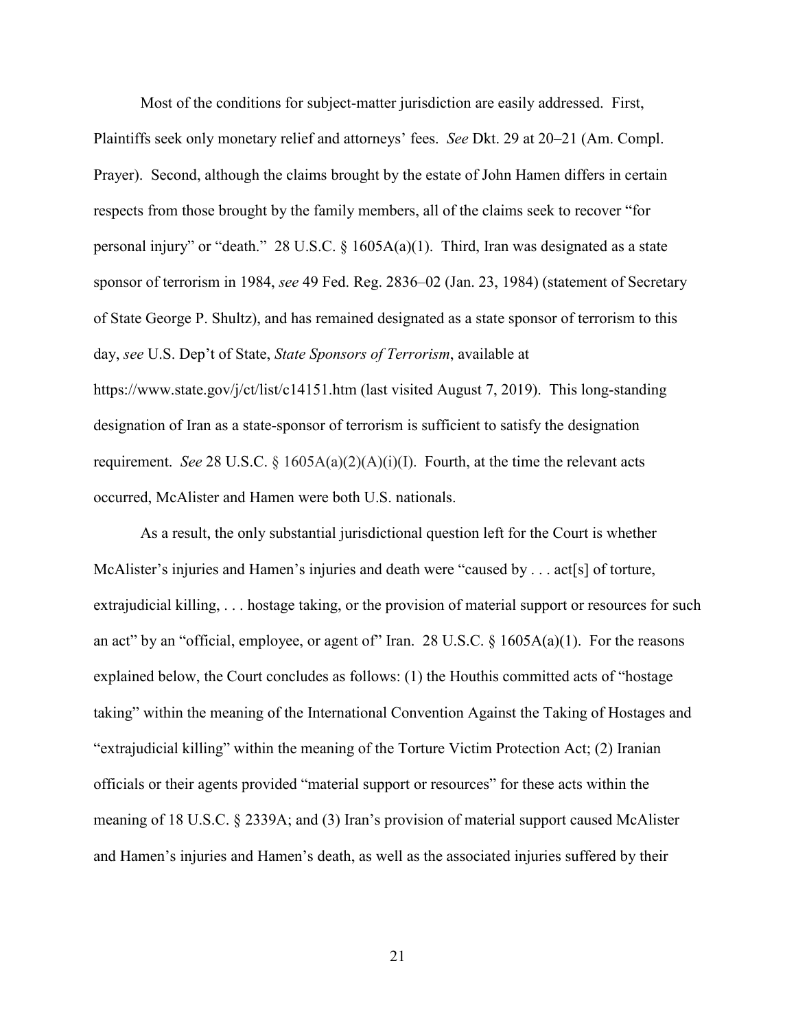Most of the conditions for subject-matter jurisdiction are easily addressed. First, Plaintiffs seek only monetary relief and attorneys' fees. *See* Dkt. 29 at 20–21 (Am. Compl. Prayer). Second, although the claims brought by the estate of John Hamen differs in certain respects from those brought by the family members, all of the claims seek to recover "for personal injury" or "death." 28 U.S.C. § 1605A(a)(1). Third, Iran was designated as a state sponsor of terrorism in 1984, *see* 49 Fed. Reg. 2836–02 (Jan. 23, 1984) (statement of Secretary of State George P. Shultz), and has remained designated as a state sponsor of terrorism to this day, *see* U.S. Dep't of State, *State Sponsors of Terrorism*, available at https://www.state.gov/j/ct/list/c14151.htm (last visited August 7, 2019). This long-standing designation of Iran as a state-sponsor of terrorism is sufficient to satisfy the designation requirement. *See* 28 U.S.C. § 1605A(a)(2)(A)(i)(I). Fourth, at the time the relevant acts occurred, McAlister and Hamen were both U.S. nationals.

As a result, the only substantial jurisdictional question left for the Court is whether McAlister's injuries and Hamen's injuries and death were "caused by . . . act[s] of torture, extrajudicial killing, . . . hostage taking, or the provision of material support or resources for such an act" by an "official, employee, or agent of" Iran. 28 U.S.C. § 1605A(a)(1). For the reasons explained below, the Court concludes as follows: (1) the Houthis committed acts of "hostage taking" within the meaning of the International Convention Against the Taking of Hostages and "extrajudicial killing" within the meaning of the Torture Victim Protection Act; (2) Iranian officials or their agents provided "material support or resources" for these acts within the meaning of 18 U.S.C. § 2339A; and (3) Iran's provision of material support caused McAlister and Hamen's injuries and Hamen's death, as well as the associated injuries suffered by their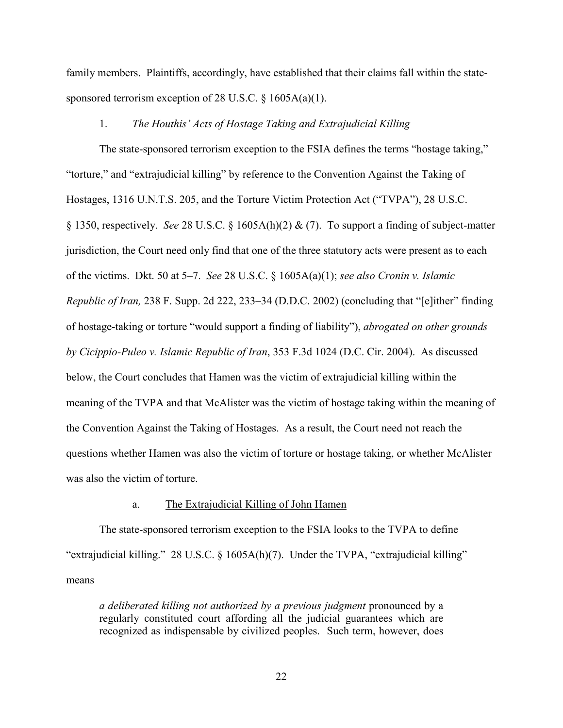family members. Plaintiffs, accordingly, have established that their claims fall within the state-sponsored terrorism exception of 28 U.S.C. § 1605A(a)(1).

1. *The Houthis' Acts of Hostage Taking and Extrajudicial Killing*

The state-sponsored terrorism exception to the FSIA defines the terms "hostage taking," "torture," and "extrajudicial killing" by reference to the Convention Against the Taking of Hostages, 1316 U.N.T.S. 205, and the Torture Victim Protection Act ("TVPA"), 28 U.S.C. § 1350, respectively. *See* 28 U.S.C. § 1605A(h)(2) & (7). To support a finding of subject-matter jurisdiction, the Court need only find that one of the three statutory acts were present as to each of the victims. Dkt. 50 at 5–7. *See* 28 U.S.C. § 1605A(a)(1); *see also Cronin v. Islamic Republic of Iran,* 238 F. Supp. 2d 222, 233–34 (D.D.C. 2002) (concluding that "[e]ither" finding of hostage-taking or torture "would support a finding of liability"), *abrogated on other grounds by Cicippio-Puleo v. Islamic Republic of Iran*, 353 F.3d 1024 (D.C. Cir. 2004). As discussed below, the Court concludes that Hamen was the victim of extrajudicial killing within the meaning of the TVPA and that McAlister was the victim of hostage taking within the meaning of the Convention Against the Taking of Hostages. As a result, the Court need not reach the questions whether Hamen was also the victim of torture or hostage taking, or whether McAlister was also the victim of torture.

a. <u>The Extrajudicial Killing of John Hamen</u>

The state-sponsored terrorism exception to the FSIA looks to the TVPA to define "extrajudicial killing." 28 U.S.C. § 1605A(h)(7). Under the TVPA, "extrajudicial killing" means

> *a deliberated killing not authorized by a previous judgment* pronounced by a regularly constituted court affording all the judicial guarantees which are recognized as indispensable by civilized peoples. Such term, however, does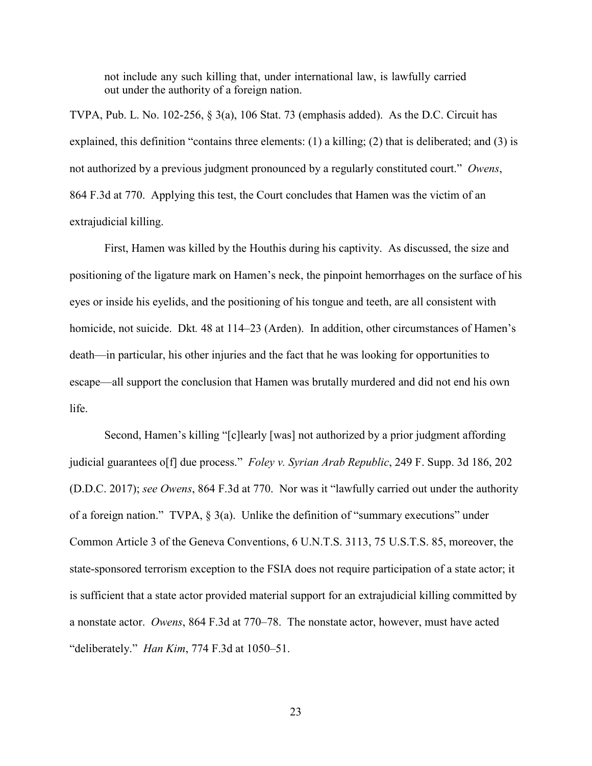> not include any such killing that, under international law, is lawfully carried out under the authority of a foreign nation.

TVPA, Pub. L. No. 102-256, § 3(a), 106 Stat. 73 (emphasis added). As the D.C. Circuit has explained, this definition "contains three elements: (1) a killing; (2) that is deliberated; and (3) is not authorized by a previous judgment pronounced by a regularly constituted court." *Owens*, 864 F.3d at 770. Applying this test, the Court concludes that Hamen was the victim of an extrajudicial killing.

First, Hamen was killed by the Houthis during his captivity. As discussed, the size and positioning of the ligature mark on Hamen's neck, the pinpoint hemorrhages on the surface of his eyes or inside his eyelids, and the positioning of his tongue and teeth, are all consistent with homicide, not suicide. Dkt. 48 at 114–23 (Arden). In addition, other circumstances of Hamen's death—in particular, his other injuries and the fact that he was looking for opportunities to escape—all support the conclusion that Hamen was brutally murdered and did not end his own life.

Second, Hamen's killing "[c]learly [was] not authorized by a prior judgment affording judicial guarantees o[f] due process." *Foley v. Syrian Arab Republic*, 249 F. Supp. 3d 186, 202 (D.D.C. 2017); *see Owens*, 864 F.3d at 770. Nor was it "lawfully carried out under the authority of a foreign nation." TVPA, § 3(a). Unlike the definition of "summary executions" under Common Article 3 of the Geneva Conventions, 6 U.N.T.S. 3113, 75 U.S.T.S. 85, moreover, the state-sponsored terrorism exception to the FSIA does not require participation of a state actor; it is sufficient that a state actor provided material support for an extrajudicial killing committed by a nonstate actor. *Owens*, 864 F.3d at 770–78. The nonstate actor, however, must have acted "deliberately." *Han Kim*, 774 F.3d at 1050–51.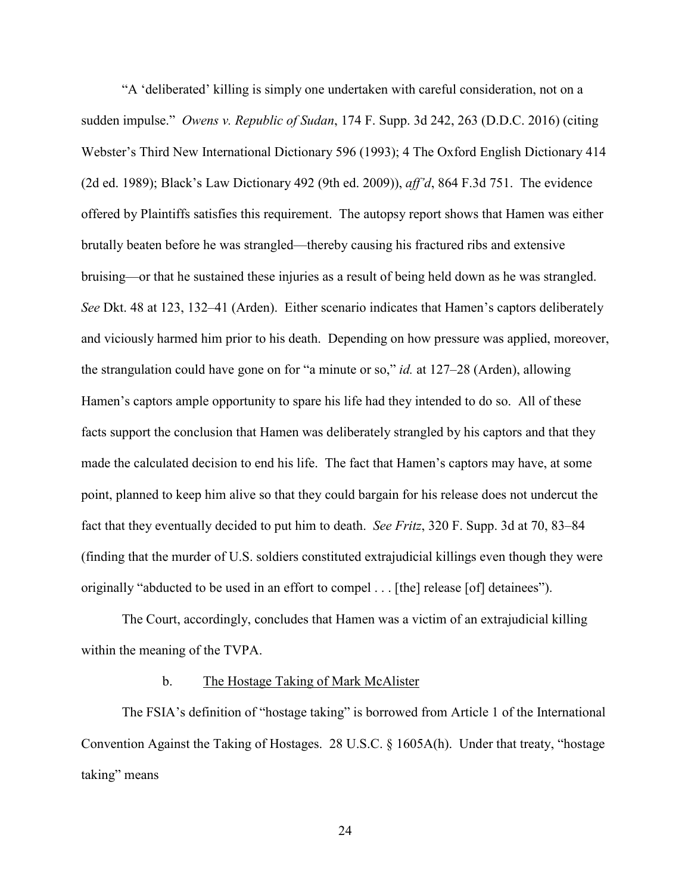"A 'deliberated' killing is simply one undertaken with careful consideration, not on a sudden impulse." *Owens v. Republic of Sudan*, 174 F. Supp. 3d 242, 263 (D.D.C. 2016) (citing Webster's Third New International Dictionary 596 (1993); 4 The Oxford English Dictionary 414 (2d ed. 1989); Black's Law Dictionary 492 (9th ed. 2009)), *aff'd*, 864 F.3d 751. The evidence offered by Plaintiffs satisfies this requirement. The autopsy report shows that Hamen was either brutally beaten before he was strangled—thereby causing his fractured ribs and extensive bruising—or that he sustained these injuries as a result of being held down as he was strangled. *See* Dkt. 48 at 123, 132–41 (Arden). Either scenario indicates that Hamen's captors deliberately and viciously harmed him prior to his death. Depending on how pressure was applied, moreover, the strangulation could have gone on for "a minute or so," *id.* at 127–28 (Arden), allowing Hamen's captors ample opportunity to spare his life had they intended to do so. All of these facts support the conclusion that Hamen was deliberately strangled by his captors and that they made the calculated decision to end his life. The fact that Hamen's captors may have, at some point, planned to keep him alive so that they could bargain for his release does not undercut the fact that they eventually decided to put him to death. *See Fritz*, 320 F. Supp. 3d at 70, 83–84 (finding that the murder of U.S. soldiers constituted extrajudicial killings even though they were originally "abducted to be used in an effort to compel . . . [the] release [of] detainees").

The Court, accordingly, concludes that Hamen was a victim of an extrajudicial killing within the meaning of the TVPA.

b. <u>The Hostage Taking of Mark McAlister</u>

The FSIA's definition of "hostage taking" is borrowed from Article 1 of the International Convention Against the Taking of Hostages. 28 U.S.C. § 1605A(h). Under that treaty, "hostage taking" means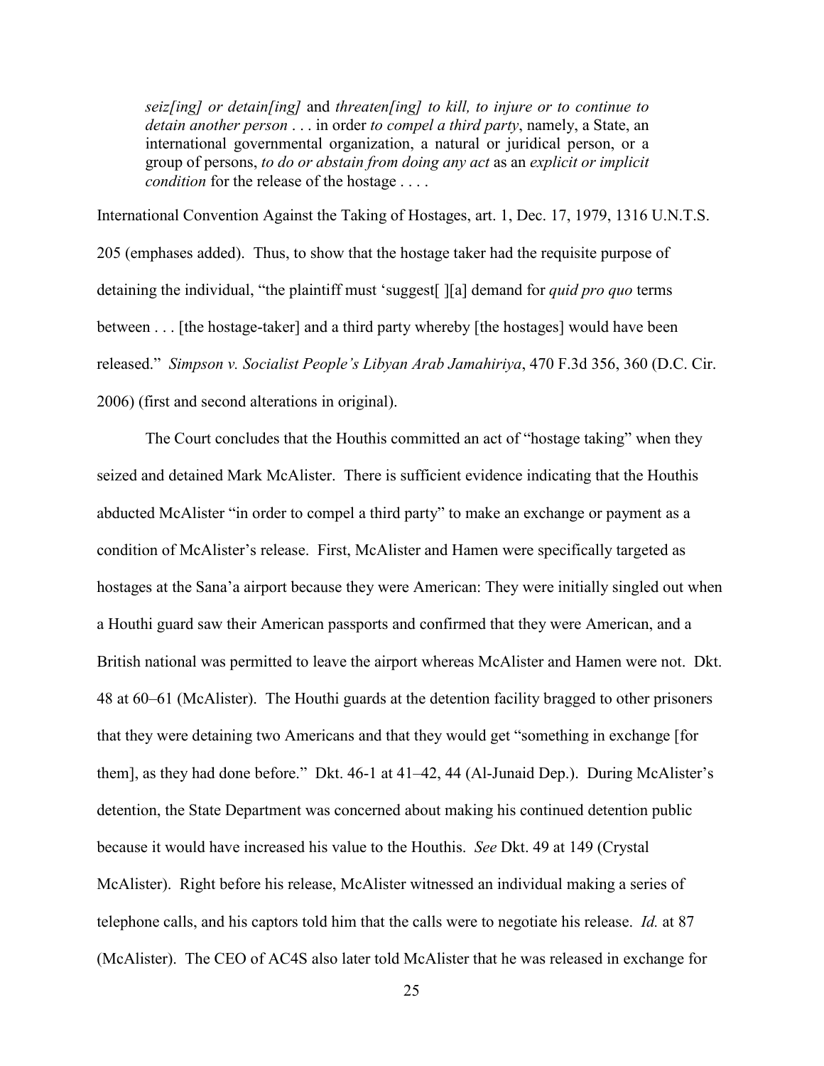> *seiz[ing] or detain[ing]* and *threaten[ing] to kill, to injure or to continue to detain another person* . . . in order *to compel a third party*, namely, a State, an international governmental organization, a natural or juridical person, or a group of persons, *to do or abstain from doing any act* as an *explicit or implicit condition* for the release of the hostage . . . .

International Convention Against the Taking of Hostages, art. 1, Dec. 17, 1979, 1316 U.N.T.S. 205 (emphases added). Thus, to show that the hostage taker had the requisite purpose of detaining the individual, "the plaintiff must 'suggest[ ][a] demand for *quid pro quo* terms between . . . [the hostage-taker] and a third party whereby [the hostages] would have been released." *Simpson v. Socialist People's Libyan Arab Jamahiriya*, 470 F.3d 356, 360 (D.C. Cir. 2006) (first and second alterations in original).

The Court concludes that the Houthis committed an act of "hostage taking" when they seized and detained Mark McAlister. There is sufficient evidence indicating that the Houthis abducted McAlister "in order to compel a third party" to make an exchange or payment as a condition of McAlister's release. First, McAlister and Hamen were specifically targeted as hostages at the Sana'a airport because they were American: They were initially singled out when a Houthi guard saw their American passports and confirmed that they were American, and a British national was permitted to leave the airport whereas McAlister and Hamen were not. Dkt. 48 at 60–61 (McAlister). The Houthi guards at the detention facility bragged to other prisoners that they were detaining two Americans and that they would get "something in exchange [for them], as they had done before." Dkt. 46-1 at 41–42, 44 (Al-Junaid Dep.). During McAlister's detention, the State Department was concerned about making his continued detention public because it would have increased his value to the Houthis. *See* Dkt. 49 at 149 (Crystal McAlister). Right before his release, McAlister witnessed an individual making a series of telephone calls, and his captors told him that the calls were to negotiate his release. *Id.* at 87 (McAlister). The CEO of AC4S also later told McAlister that he was released in exchange for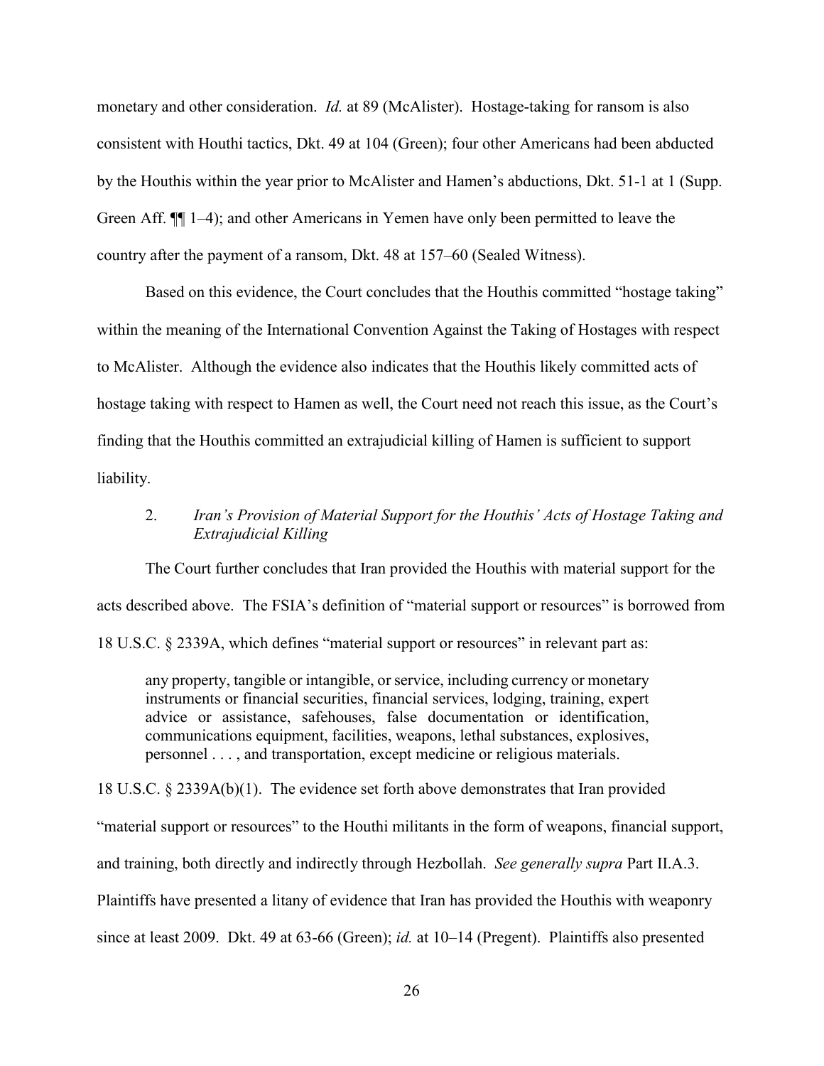monetary and other consideration. *Id.* at 89 (McAlister). Hostage-taking for ransom is also consistent with Houthi tactics, Dkt. 49 at 104 (Green); four other Americans had been abducted by the Houthis within the year prior to McAlister and Hamen's abductions, Dkt. 51-1 at 1 (Supp. Green Aff. ¶¶ 1–4); and other Americans in Yemen have only been permitted to leave the country after the payment of a ransom, Dkt. 48 at 157–60 (Sealed Witness).

Based on this evidence, the Court concludes that the Houthis committed "hostage taking" within the meaning of the International Convention Against the Taking of Hostages with respect to McAlister. Although the evidence also indicates that the Houthis likely committed acts of hostage taking with respect to Hamen as well, the Court need not reach this issue, as the Court's finding that the Houthis committed an extrajudicial killing of Hamen is sufficient to support liability.

2. *Iran's Provision of Material Support for the Houthis' Acts of Hostage Taking and Extrajudicial Killing*

The Court further concludes that Iran provided the Houthis with material support for the acts described above. The FSIA's definition of "material support or resources" is borrowed from 18 U.S.C. § 2339A, which defines "material support or resources" in relevant part as:

> any property, tangible or intangible, or service, including currency or monetary instruments or financial securities, financial services, lodging, training, expert advice or assistance, safehouses, false documentation or identification, communications equipment, facilities, weapons, lethal substances, explosives, personnel . . . , and transportation, except medicine or religious materials.

18 U.S.C. § 2339A(b)(1). The evidence set forth above demonstrates that Iran provided "material support or resources" to the Houthi militants in the form of weapons, financial support, and training, both directly and indirectly through Hezbollah. *See generally supra* Part II.A.3. Plaintiffs have presented a litany of evidence that Iran has provided the Houthis with weaponry since at least 2009. Dkt. 49 at 63-66 (Green); *id.* at 10–14 (Pregent). Plaintiffs also presented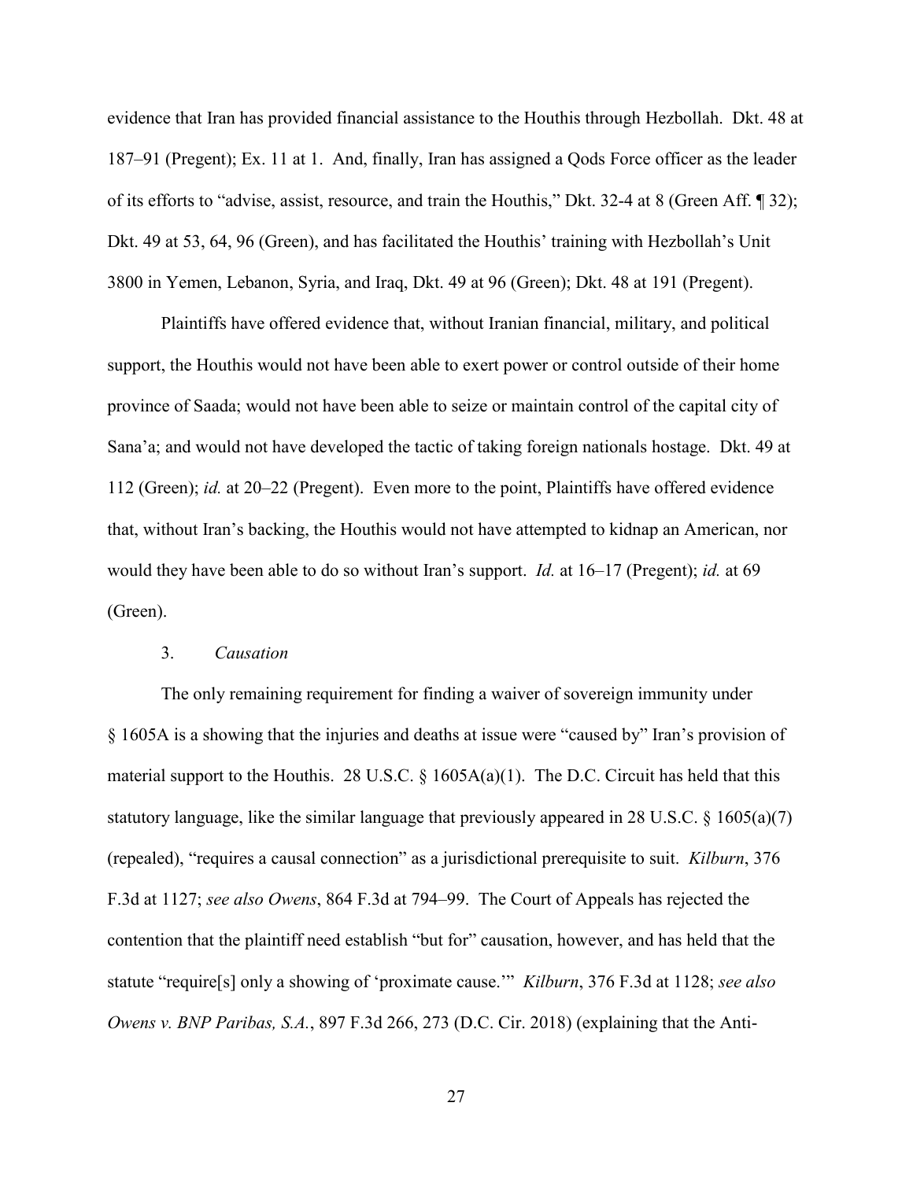evidence that Iran has provided financial assistance to the Houthis through Hezbollah. Dkt. 48 at 187–91 (Pregent); Ex. 11 at 1. And, finally, Iran has assigned a Qods Force officer as the leader of its efforts to "advise, assist, resource, and train the Houthis," Dkt. 32-4 at 8 (Green Aff. ¶ 32); Dkt. 49 at 53, 64, 96 (Green), and has facilitated the Houthis' training with Hezbollah's Unit 3800 in Yemen, Lebanon, Syria, and Iraq, Dkt. 49 at 96 (Green); Dkt. 48 at 191 (Pregent).

Plaintiffs have offered evidence that, without Iranian financial, military, and political support, the Houthis would not have been able to exert power or control outside of their home province of Saada; would not have been able to seize or maintain control of the capital city of Sana'a; and would not have developed the tactic of taking foreign nationals hostage. Dkt. 49 at 112 (Green); *id.* at 20–22 (Pregent). Even more to the point, Plaintiffs have offered evidence that, without Iran's backing, the Houthis would not have attempted to kidnap an American, nor would they have been able to do so without Iran's support. *Id.* at 16–17 (Pregent); *id.* at 69 (Green).

3. *Causation*

The only remaining requirement for finding a waiver of sovereign immunity under § 1605A is a showing that the injuries and deaths at issue were "caused by" Iran's provision of material support to the Houthis. 28 U.S.C. § 1605A(a)(1). The D.C. Circuit has held that this statutory language, like the similar language that previously appeared in 28 U.S.C. § 1605(a)(7) (repealed), "requires a causal connection" as a jurisdictional prerequisite to suit. *Kilburn*, 376 F.3d at 1127; *see also Owens*, 864 F.3d at 794–99. The Court of Appeals has rejected the contention that the plaintiff need establish "but for" causation, however, and has held that the statute "require[s] only a showing of 'proximate cause.'" *Kilburn*, 376 F.3d at 1128; *see also Owens v. BNP Paribas, S.A.*, 897 F.3d 266, 273 (D.C. Cir. 2018) (explaining that the Anti-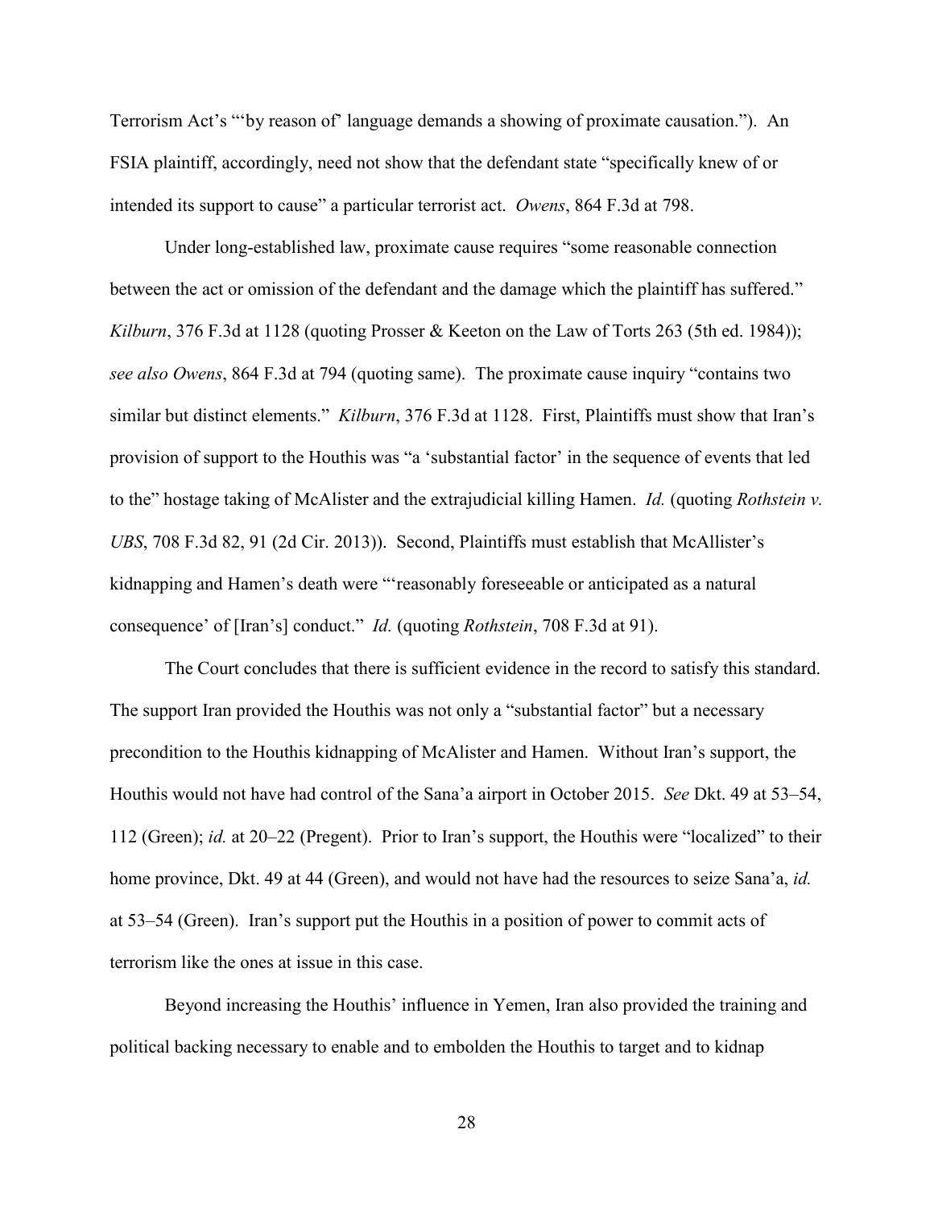Terrorism Act's "'by reason of' language demands a showing of proximate causation."). An FSIA plaintiff, accordingly, need not show that the defendant state "specifically knew of or intended its support to cause" a particular terrorist act. *Owens*, 864 F.3d at 798.

Under long-established law, proximate cause requires "some reasonable connection between the act or omission of the defendant and the damage which the plaintiff has suffered." *Kilburn*, 376 F.3d at 1128 (quoting Prosser & Keeton on the Law of Torts 263 (5th ed. 1984)); *see also Owens*, 864 F.3d at 794 (quoting same). The proximate cause inquiry "contains two similar but distinct elements." *Kilburn*, 376 F.3d at 1128. First, Plaintiffs must show that Iran's provision of support to the Houthis was "a 'substantial factor' in the sequence of events that led to the" hostage taking of McAlister and the extrajudicial killing Hamen. *Id.* (quoting *Rothstein v. UBS*, 708 F.3d 82, 91 (2d Cir. 2013)). Second, Plaintiffs must establish that McAllister's kidnapping and Hamen's death were "'reasonably foreseeable or anticipated as a natural consequence' of [Iran's] conduct." *Id.* (quoting *Rothstein*, 708 F.3d at 91).

The Court concludes that there is sufficient evidence in the record to satisfy this standard. The support Iran provided the Houthis was not only a "substantial factor" but a necessary precondition to the Houthis kidnapping of McAlister and Hamen. Without Iran's support, the Houthis would not have had control of the Sana'a airport in October 2015. *See* Dkt. 49 at 53–54, 112 (Green); *id.* at 20–22 (Pregent). Prior to Iran's support, the Houthis were "localized" to their home province, Dkt. 49 at 44 (Green), and would not have had the resources to seize Sana'a, *id.* at 53–54 (Green). Iran's support put the Houthis in a position of power to commit acts of terrorism like the ones at issue in this case.

Beyond increasing the Houthis' influence in Yemen, Iran also provided the training and political backing necessary to enable and to embolden the Houthis to target and to kidnap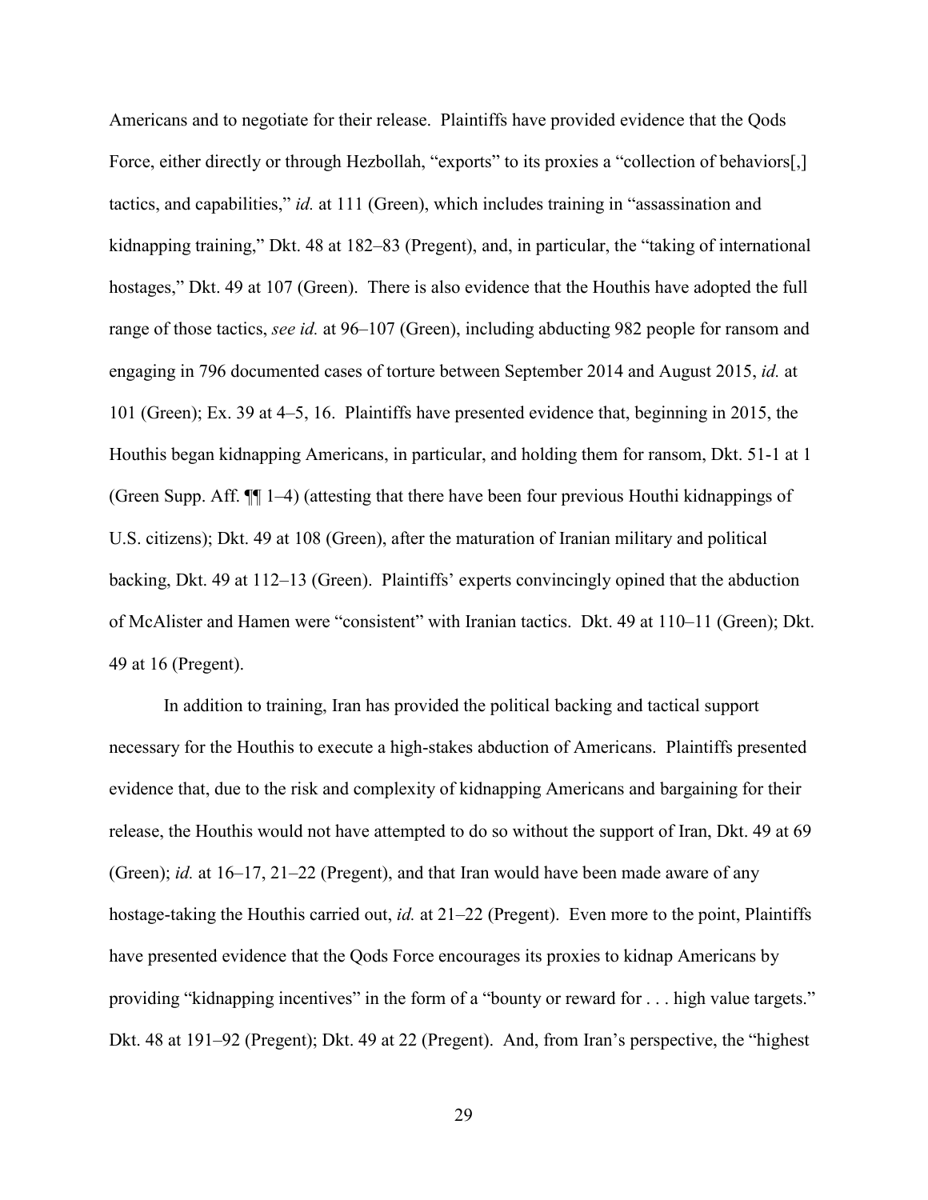Americans and to negotiate for their release. Plaintiffs have provided evidence that the Qods Force, either directly or through Hezbollah, "exports" to its proxies a "collection of behaviors[,] tactics, and capabilities," *id.* at 111 (Green), which includes training in "assassination and kidnapping training," Dkt. 48 at 182–83 (Pregent), and, in particular, the "taking of international hostages," Dkt. 49 at 107 (Green). There is also evidence that the Houthis have adopted the full range of those tactics, *see id.* at 96–107 (Green), including abducting 982 people for ransom and engaging in 796 documented cases of torture between September 2014 and August 2015, *id.* at 101 (Green); Ex. 39 at 4–5, 16. Plaintiffs have presented evidence that, beginning in 2015, the Houthis began kidnapping Americans, in particular, and holding them for ransom, Dkt. 51-1 at 1 (Green Supp. Aff. ¶¶ 1–4) (attesting that there have been four previous Houthi kidnappings of U.S. citizens); Dkt. 49 at 108 (Green), after the maturation of Iranian military and political backing, Dkt. 49 at 112–13 (Green). Plaintiffs' experts convincingly opined that the abduction of McAlister and Hamen were "consistent" with Iranian tactics. Dkt. 49 at 110–11 (Green); Dkt. 49 at 16 (Pregent).

In addition to training, Iran has provided the political backing and tactical support necessary for the Houthis to execute a high-stakes abduction of Americans. Plaintiffs presented evidence that, due to the risk and complexity of kidnapping Americans and bargaining for their release, the Houthis would not have attempted to do so without the support of Iran, Dkt. 49 at 69 (Green); *id.* at 16–17, 21–22 (Pregent), and that Iran would have been made aware of any hostage-taking the Houthis carried out, *id.* at 21–22 (Pregent). Even more to the point, Plaintiffs have presented evidence that the Qods Force encourages its proxies to kidnap Americans by providing "kidnapping incentives" in the form of a "bounty or reward for . . . high value targets." Dkt. 48 at 191–92 (Pregent); Dkt. 49 at 22 (Pregent). And, from Iran's perspective, the "highest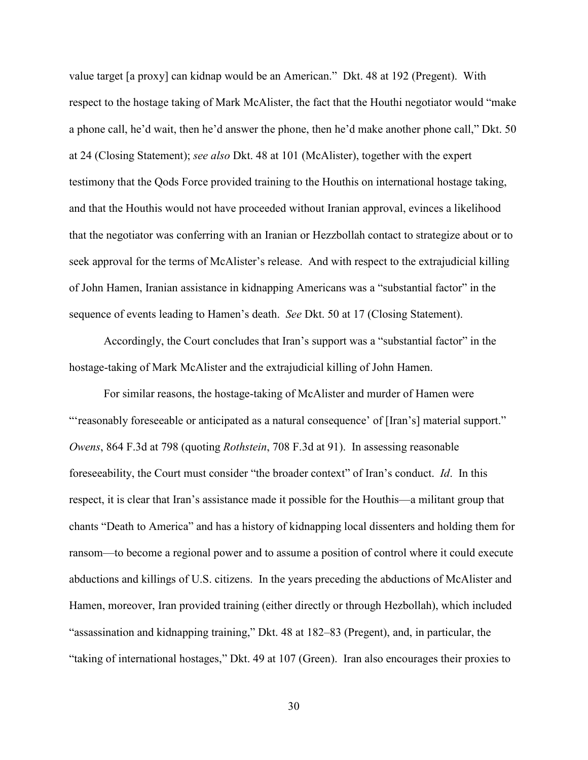value target [a proxy] can kidnap would be an American." Dkt. 48 at 192 (Pregent). With respect to the hostage taking of Mark McAlister, the fact that the Houthi negotiator would "make a phone call, he'd wait, then he'd answer the phone, then he'd make another phone call," Dkt. 50 at 24 (Closing Statement); *see also* Dkt. 48 at 101 (McAlister), together with the expert testimony that the Qods Force provided training to the Houthis on international hostage taking, and that the Houthis would not have proceeded without Iranian approval, evinces a likelihood that the negotiator was conferring with an Iranian or Hezzbollah contact to strategize about or to seek approval for the terms of McAlister's release. And with respect to the extrajudicial killing of John Hamen, Iranian assistance in kidnapping Americans was a "substantial factor" in the sequence of events leading to Hamen's death. *See* Dkt. 50 at 17 (Closing Statement).

Accordingly, the Court concludes that Iran's support was a "substantial factor" in the hostage-taking of Mark McAlister and the extrajudicial killing of John Hamen.

For similar reasons, the hostage-taking of McAlister and murder of Hamen were "'reasonably foreseeable or anticipated as a natural consequence' of [Iran's] material support." *Owens*, 864 F.3d at 798 (quoting *Rothstein*, 708 F.3d at 91). In assessing reasonable foreseeability, the Court must consider "the broader context" of Iran's conduct. *Id*. In this respect, it is clear that Iran's assistance made it possible for the Houthis—a militant group that chants "Death to America" and has a history of kidnapping local dissenters and holding them for ransom—to become a regional power and to assume a position of control where it could execute abductions and killings of U.S. citizens. In the years preceding the abductions of McAlister and Hamen, moreover, Iran provided training (either directly or through Hezbollah), which included "assassination and kidnapping training," Dkt. 48 at 182–83 (Pregent), and, in particular, the "taking of international hostages," Dkt. 49 at 107 (Green). Iran also encourages their proxies to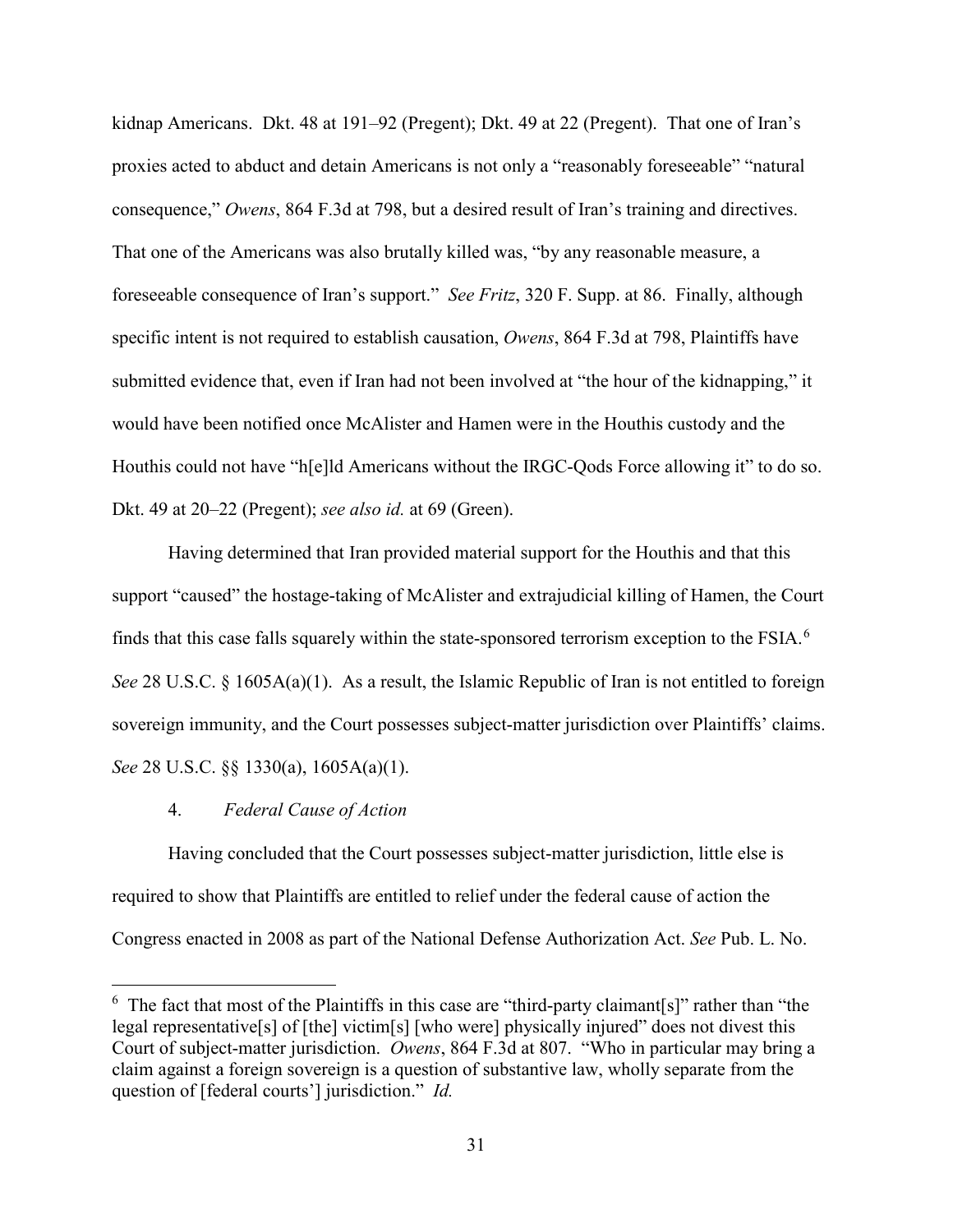kidnap Americans. Dkt. 48 at 191–92 (Pregent); Dkt. 49 at 22 (Pregent). That one of Iran's proxies acted to abduct and detain Americans is not only a "reasonably foreseeable" "natural consequence," *Owens*, 864 F.3d at 798, but a desired result of Iran's training and directives. That one of the Americans was also brutally killed was, "by any reasonable measure, a foreseeable consequence of Iran's support." *See Fritz*, 320 F. Supp. at 86. Finally, although specific intent is not required to establish causation, *Owens*, 864 F.3d at 798, Plaintiffs have submitted evidence that, even if Iran had not been involved at "the hour of the kidnapping," it would have been notified once McAlister and Hamen were in the Houthis custody and the Houthis could not have "h[e]ld Americans without the IRGC-Qods Force allowing it" to do so. Dkt. 49 at 20–22 (Pregent); *see also id.* at 69 (Green).

Having determined that Iran provided material support for the Houthis and that this support "caused" the hostage-taking of McAlister and extrajudicial killing of Hamen, the Court finds that this case falls squarely within the state-sponsored terrorism exception to the FSIA.[6] *See* 28 U.S.C. § 1605A(a)(1). As a result, the Islamic Republic of Iran is not entitled to foreign sovereign immunity, and the Court possesses subject-matter jurisdiction over Plaintiffs' claims. *See* 28 U.S.C. §§ 1330(a), 1605A(a)(1).

4. *Federal Cause of Action*

Having concluded that the Court possesses subject-matter jurisdiction, little else is required to show that Plaintiffs are entitled to relief under the federal cause of action the Congress enacted in 2008 as part of the National Defense Authorization Act. *See* Pub. L. No.

---

[6] The fact that most of the Plaintiffs in this case are "third-party claimant[s]" rather than "the legal representative[s] of [the] victim[s] [who were] physically injured" does not divest this Court of subject-matter jurisdiction. *Owens*, 864 F.3d at 807. "Who in particular may bring a claim against a foreign sovereign is a question of substantive law, wholly separate from the question of [federal courts'] jurisdiction." *Id.*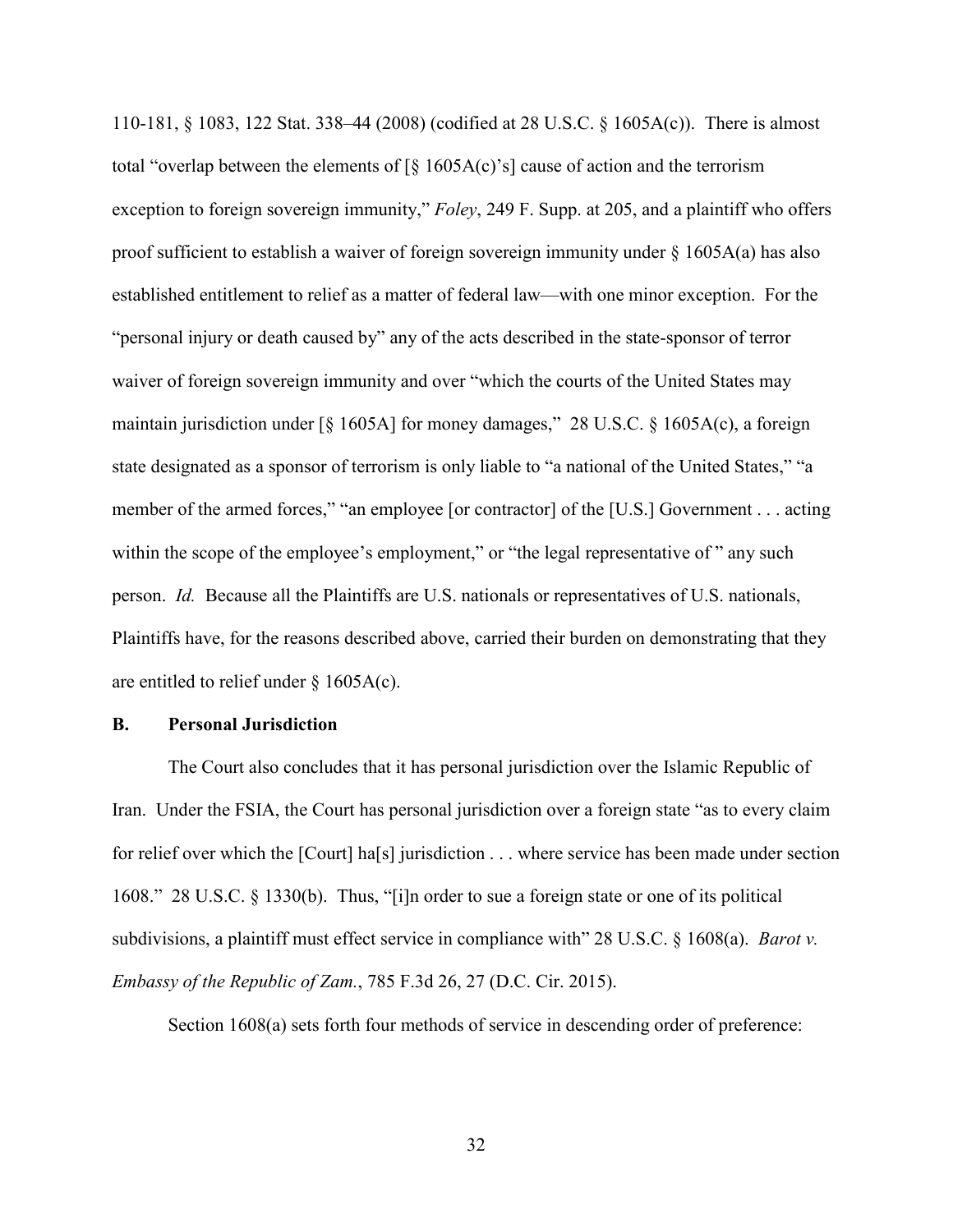110-181, § 1083, 122 Stat. 338–44 (2008) (codified at 28 U.S.C. § 1605A(c)). There is almost total "overlap between the elements of [§ 1605A(c)'s] cause of action and the terrorism exception to foreign sovereign immunity," *Foley*, 249 F. Supp. at 205, and a plaintiff who offers proof sufficient to establish a waiver of foreign sovereign immunity under § 1605A(a) has also established entitlement to relief as a matter of federal law—with one minor exception. For the "personal injury or death caused by" any of the acts described in the state-sponsor of terror waiver of foreign sovereign immunity and over "which the courts of the United States may maintain jurisdiction under [§ 1605A] for money damages," 28 U.S.C. § 1605A(c), a foreign state designated as a sponsor of terrorism is only liable to "a national of the United States," "a member of the armed forces," "an employee [or contractor] of the [U.S.] Government . . . acting within the scope of the employee's employment," or "the legal representative of " any such person. *Id.* Because all the Plaintiffs are U.S. nationals or representatives of U.S. nationals, Plaintiffs have, for the reasons described above, carried their burden on demonstrating that they are entitled to relief under § 1605A(c).

### B. Personal Jurisdiction

The Court also concludes that it has personal jurisdiction over the Islamic Republic of Iran. Under the FSIA, the Court has personal jurisdiction over a foreign state "as to every claim for relief over which the [Court] ha[s] jurisdiction . . . where service has been made under section 1608." 28 U.S.C. § 1330(b). Thus, "[i]n order to sue a foreign state or one of its political subdivisions, a plaintiff must effect service in compliance with" 28 U.S.C. § 1608(a). *Barot v. Embassy of the Republic of Zam.*, 785 F.3d 26, 27 (D.C. Cir. 2015).

Section 1608(a) sets forth four methods of service in descending order of preference: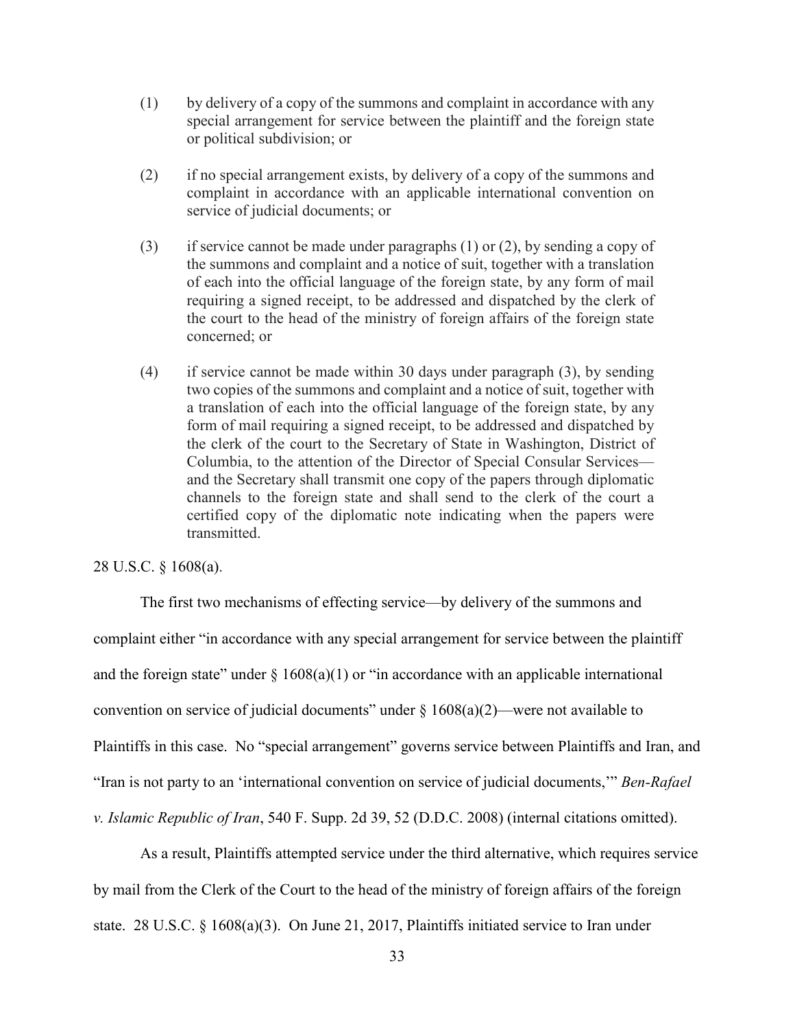(1) by delivery of a copy of the summons and complaint in accordance with any special arrangement for service between the plaintiff and the foreign state or political subdivision; or

(2) if no special arrangement exists, by delivery of a copy of the summons and complaint in accordance with an applicable international convention on service of judicial documents; or

(3) if service cannot be made under paragraphs (1) or (2), by sending a copy of the summons and complaint and a notice of suit, together with a translation of each into the official language of the foreign state, by any form of mail requiring a signed receipt, to be addressed and dispatched by the clerk of the court to the head of the ministry of foreign affairs of the foreign state concerned; or

(4) if service cannot be made within 30 days under paragraph (3), by sending two copies of the summons and complaint and a notice of suit, together with a translation of each into the official language of the foreign state, by any form of mail requiring a signed receipt, to be addressed and dispatched by the clerk of the court to the Secretary of State in Washington, District of Columbia, to the attention of the Director of Special Consular Services—and the Secretary shall transmit one copy of the papers through diplomatic channels to the foreign state and shall send to the clerk of the court a certified copy of the diplomatic note indicating when the papers were transmitted.

28 U.S.C. § 1608(a).

The first two mechanisms of effecting service—by delivery of the summons and complaint either "in accordance with any special arrangement for service between the plaintiff and the foreign state" under § 1608(a)(1) or "in accordance with an applicable international convention on service of judicial documents" under § 1608(a)(2)—were not available to Plaintiffs in this case. No "special arrangement" governs service between Plaintiffs and Iran, and "Iran is not party to an 'international convention on service of judicial documents,'" *Ben-Rafael v. Islamic Republic of Iran*, 540 F. Supp. 2d 39, 52 (D.D.C. 2008) (internal citations omitted).

As a result, Plaintiffs attempted service under the third alternative, which requires service by mail from the Clerk of the Court to the head of the ministry of foreign affairs of the foreign state. 28 U.S.C. § 1608(a)(3). On June 21, 2017, Plaintiffs initiated service to Iran under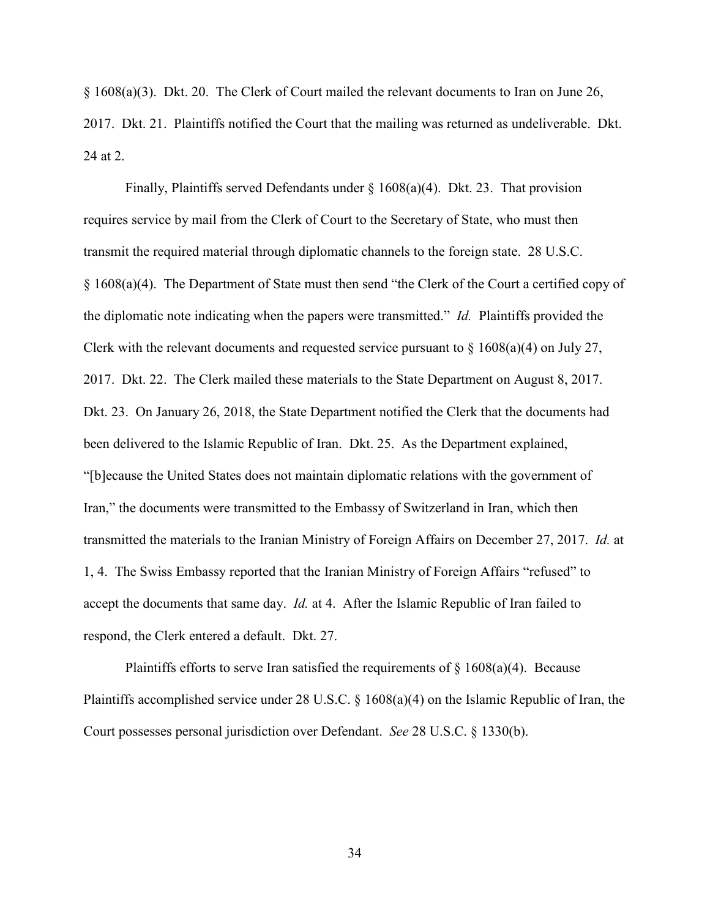§ 1608(a)(3). Dkt. 20. The Clerk of Court mailed the relevant documents to Iran on June 26, 2017. Dkt. 21. Plaintiffs notified the Court that the mailing was returned as undeliverable. Dkt. 24 at 2.

Finally, Plaintiffs served Defendants under § 1608(a)(4). Dkt. 23. That provision requires service by mail from the Clerk of Court to the Secretary of State, who must then transmit the required material through diplomatic channels to the foreign state. 28 U.S.C. § 1608(a)(4). The Department of State must then send "the Clerk of the Court a certified copy of the diplomatic note indicating when the papers were transmitted." *Id.* Plaintiffs provided the Clerk with the relevant documents and requested service pursuant to § 1608(a)(4) on July 27, 2017. Dkt. 22. The Clerk mailed these materials to the State Department on August 8, 2017. Dkt. 23. On January 26, 2018, the State Department notified the Clerk that the documents had been delivered to the Islamic Republic of Iran. Dkt. 25. As the Department explained, "[b]ecause the United States does not maintain diplomatic relations with the government of Iran," the documents were transmitted to the Embassy of Switzerland in Iran, which then transmitted the materials to the Iranian Ministry of Foreign Affairs on December 27, 2017. *Id.* at 1, 4. The Swiss Embassy reported that the Iranian Ministry of Foreign Affairs "refused" to accept the documents that same day. *Id.* at 4. After the Islamic Republic of Iran failed to respond, the Clerk entered a default. Dkt. 27.

Plaintiffs efforts to serve Iran satisfied the requirements of § 1608(a)(4). Because Plaintiffs accomplished service under 28 U.S.C. § 1608(a)(4) on the Islamic Republic of Iran, the Court possesses personal jurisdiction over Defendant. *See* 28 U.S.C. § 1330(b).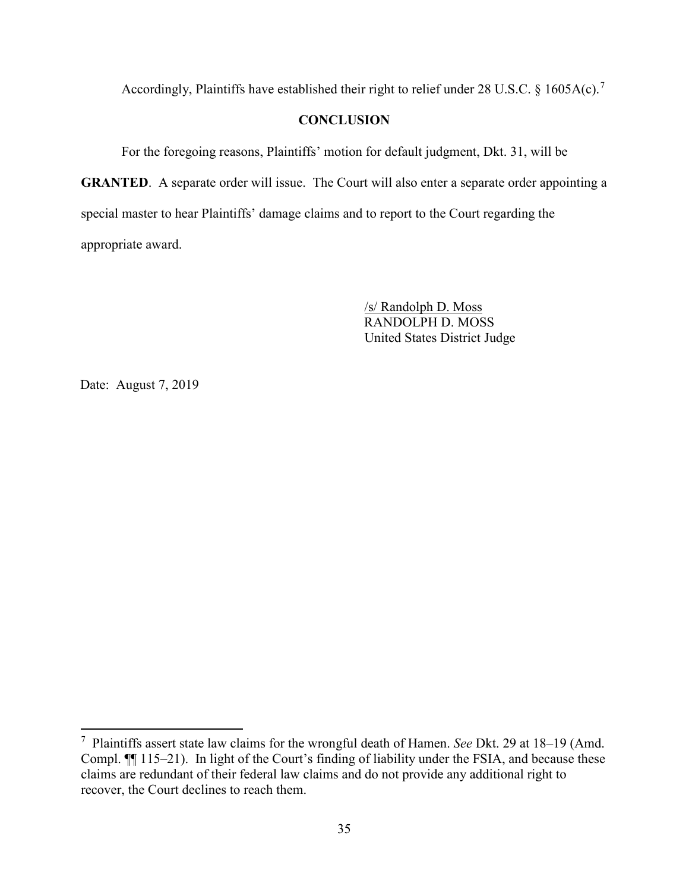Accordingly, Plaintiffs have established their right to relief under 28 U.S.C. § 1605A(c).[7]

## CONCLUSION

For the foregoing reasons, Plaintiffs' motion for default judgment, Dkt. 31, will be **GRANTED**. A separate order will issue. The Court will also enter a separate order appointing a special master to hear Plaintiffs' damage claims and to report to the Court regarding the appropriate award.

/s/ Randolph D. Moss
RANDOLPH D. MOSS
United States District Judge

Date: August 7, 2019

---

[7] Plaintiffs assert state law claims for the wrongful death of Hamen. *See* Dkt. 29 at 18–19 (Amd. Compl. ¶¶ 115–21). In light of the Court's finding of liability under the FSIA, and because these claims are redundant of their federal law claims and do not provide any additional right to recover, the Court declines to reach them.